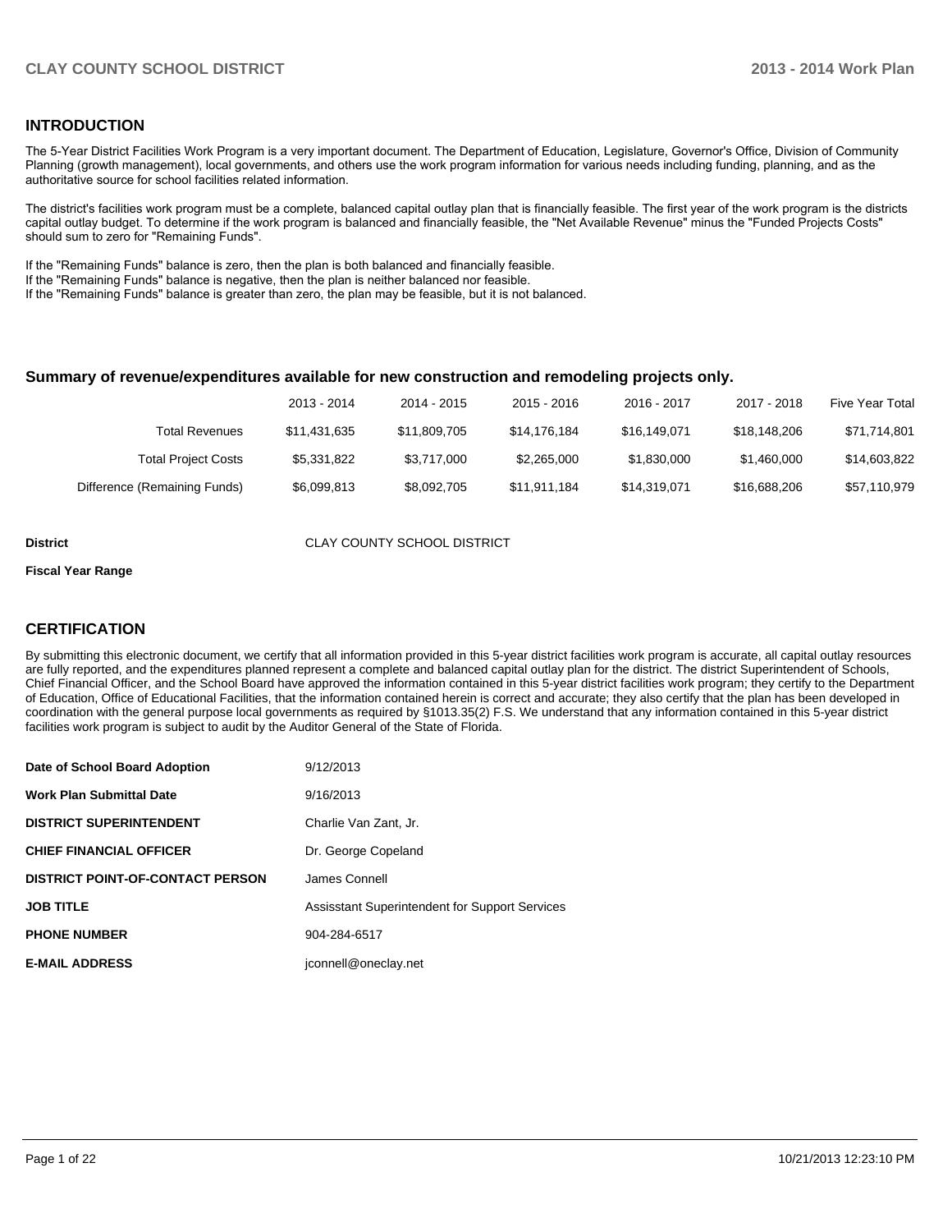## INTRODUCTION

The 5-Year District Facilities Work Program is a very important document. The Department of Education, Legislature, Governor's Office, Division of Community Planning (growth management), local governments, and others use the work program information for various needs including funding, planning, and as the authoritative source for school facilities related information.

The district's facilities work program must be a complete, balanced capital outlay plan that is financially feasible. The first year of the work program is the districts capital outlay budget. To determine if the work program is balanced and financially feasible, the "Net Available Revenue" minus the "Funded Projects Costs" should sum to zero for "Remaining Funds".

If the "Remaining Funds" balance is zero, then the plan is both balanced and financially feasible.
If the "Remaining Funds" balance is negative, then the plan is neither balanced nor feasible.
If the "Remaining Funds" balance is greater than zero, the plan may be feasible, but it is not balanced.

### Summary of revenue/expenditures available for new construction and remodeling projects only.

| | 2013 - 2014 | 2014 - 2015 | 2015 - 2016 | 2016 - 2017 | 2017 - 2018 | Five Year Total |
|---|---|---|---|---|---|---|
| Total Revenues | $11,431,635 | $11,809,705 | $14,176,184 | $16,149,071 | $18,148,206 | $71,714,801 |
| Total Project Costs | $5,331,822 | $3,717,000 | $2,265,000 | $1,830,000 | $1,460,000 | $14,603,822 |
| Difference (Remaining Funds) | $6,099,813 | $8,092,705 | $11,911,184 | $14,319,071 | $16,688,206 | $57,110,979 |

**District** CLAY COUNTY SCHOOL DISTRICT

**Fiscal Year Range**

## CERTIFICATION

By submitting this electronic document, we certify that all information provided in this 5-year district facilities work program is accurate, all capital outlay resources are fully reported, and the expenditures planned represent a complete and balanced capital outlay plan for the district. The district Superintendent of Schools, Chief Financial Officer, and the School Board have approved the information contained in this 5-year district facilities work program; they certify to the Department of Education, Office of Educational Facilities, that the information contained herein is correct and accurate; they also certify that the plan has been developed in coordination with the general purpose local governments as required by §1013.35(2) F.S. We understand that any information contained in this 5-year district facilities work program is subject to audit by the Auditor General of the State of Florida.

| | |
|---|---|
| **Date of School Board Adoption** | 9/12/2013 |
| **Work Plan Submittal Date** | 9/16/2013 |
| **DISTRICT SUPERINTENDENT** | Charlie Van Zant, Jr. |
| **CHIEF FINANCIAL OFFICER** | Dr. George Copeland |
| **DISTRICT POINT-OF-CONTACT PERSON** | James Connell |
| **JOB TITLE** | Assisstant Superintendent for Support Services |
| **PHONE NUMBER** | 904-284-6517 |
| **E-MAIL ADDRESS** | jconnell@oneclay.net |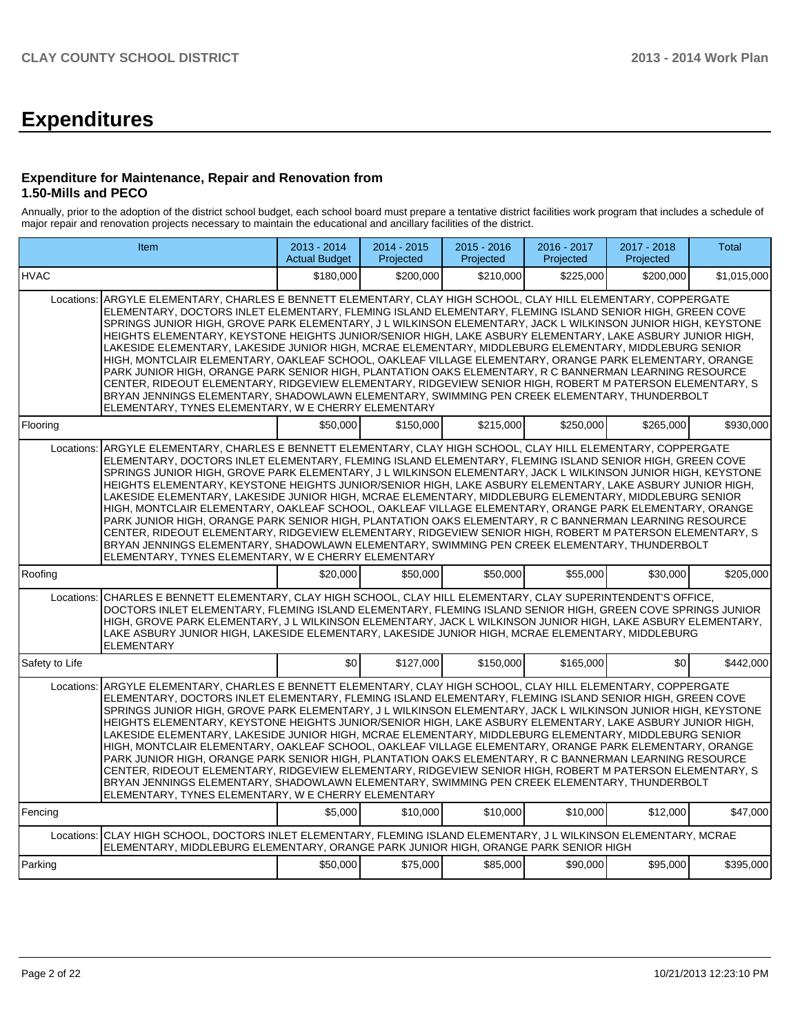# Expenditures

### Expenditure for Maintenance, Repair and Renovation from 1.50-Mills and PECO

Annually, prior to the adoption of the district school budget, each school board must prepare a tentative district facilities work program that includes a schedule of major repair and renovation projects necessary to maintain the educational and ancillary facilities of the district.

| Item | | 2013 - 2014 Actual Budget | 2014 - 2015 Projected | 2015 - 2016 Projected | 2016 - 2017 Projected | 2017 - 2018 Projected | Total |
|---|---|---|---|---|---|---|---|
| HVAC | | $180,000 | $200,000 | $210,000 | $225,000 | $200,000 | $1,015,000 |
| Locations: | ARGYLE ELEMENTARY, CHARLES E BENNETT ELEMENTARY, CLAY HIGH SCHOOL, CLAY HILL ELEMENTARY, COPPERGATE ELEMENTARY, DOCTORS INLET ELEMENTARY, FLEMING ISLAND ELEMENTARY, FLEMING ISLAND SENIOR HIGH, GREEN COVE SPRINGS JUNIOR HIGH, GROVE PARK ELEMENTARY, J L WILKINSON ELEMENTARY, JACK L WILKINSON JUNIOR HIGH, KEYSTONE HEIGHTS ELEMENTARY, KEYSTONE HEIGHTS JUNIOR/SENIOR HIGH, LAKE ASBURY ELEMENTARY, LAKE ASBURY JUNIOR HIGH, LAKESIDE ELEMENTARY, LAKESIDE JUNIOR HIGH, MCRAE ELEMENTARY, MIDDLEBURG ELEMENTARY, MIDDLEBURG SENIOR HIGH, MONTCLAIR ELEMENTARY, OAKLEAF SCHOOL, OAKLEAF VILLAGE ELEMENTARY, ORANGE PARK ELEMENTARY, ORANGE PARK JUNIOR HIGH, ORANGE PARK SENIOR HIGH, PLANTATION OAKS ELEMENTARY, R C BANNERMAN LEARNING RESOURCE CENTER, RIDEOUT ELEMENTARY, RIDGEVIEW ELEMENTARY, RIDGEVIEW SENIOR HIGH, ROBERT M PATERSON ELEMENTARY, S BRYAN JENNINGS ELEMENTARY, SHADOWLAWN ELEMENTARY, SWIMMING PEN CREEK ELEMENTARY, THUNDERBOLT ELEMENTARY, TYNES ELEMENTARY, W E CHERRY ELEMENTARY | | | | | | |
| Flooring | | $50,000 | $150,000 | $215,000 | $250,000 | $265,000 | $930,000 |
| Locations: | ARGYLE ELEMENTARY, CHARLES E BENNETT ELEMENTARY, CLAY HIGH SCHOOL, CLAY HILL ELEMENTARY, COPPERGATE ELEMENTARY, DOCTORS INLET ELEMENTARY, FLEMING ISLAND ELEMENTARY, FLEMING ISLAND SENIOR HIGH, GREEN COVE SPRINGS JUNIOR HIGH, GROVE PARK ELEMENTARY, J L WILKINSON ELEMENTARY, JACK L WILKINSON JUNIOR HIGH, KEYSTONE HEIGHTS ELEMENTARY, KEYSTONE HEIGHTS JUNIOR/SENIOR HIGH, LAKE ASBURY ELEMENTARY, LAKE ASBURY JUNIOR HIGH, LAKESIDE ELEMENTARY, LAKESIDE JUNIOR HIGH, MCRAE ELEMENTARY, MIDDLEBURG ELEMENTARY, MIDDLEBURG SENIOR HIGH, MONTCLAIR ELEMENTARY, OAKLEAF SCHOOL, OAKLEAF VILLAGE ELEMENTARY, ORANGE PARK ELEMENTARY, ORANGE PARK JUNIOR HIGH, ORANGE PARK SENIOR HIGH, PLANTATION OAKS ELEMENTARY, R C BANNERMAN LEARNING RESOURCE CENTER, RIDEOUT ELEMENTARY, RIDGEVIEW ELEMENTARY, RIDGEVIEW SENIOR HIGH, ROBERT M PATERSON ELEMENTARY, S BRYAN JENNINGS ELEMENTARY, SHADOWLAWN ELEMENTARY, SWIMMING PEN CREEK ELEMENTARY, THUNDERBOLT ELEMENTARY, TYNES ELEMENTARY, W E CHERRY ELEMENTARY | | | | | | |
| Roofing | | $20,000 | $50,000 | $50,000 | $55,000 | $30,000 | $205,000 |
| Locations: | CHARLES E BENNETT ELEMENTARY, CLAY HIGH SCHOOL, CLAY HILL ELEMENTARY, CLAY SUPERINTENDENT'S OFFICE, DOCTORS INLET ELEMENTARY, FLEMING ISLAND ELEMENTARY, FLEMING ISLAND SENIOR HIGH, GREEN COVE SPRINGS JUNIOR HIGH, GROVE PARK ELEMENTARY, J L WILKINSON ELEMENTARY, JACK L WILKINSON JUNIOR HIGH, LAKE ASBURY ELEMENTARY, LAKE ASBURY JUNIOR HIGH, LAKESIDE ELEMENTARY, LAKESIDE JUNIOR HIGH, MCRAE ELEMENTARY, MIDDLEBURG ELEMENTARY | | | | | | |
| Safety to Life | | $0 | $127,000 | $150,000 | $165,000 | $0 | $442,000 |
| Locations: | ARGYLE ELEMENTARY, CHARLES E BENNETT ELEMENTARY, CLAY HIGH SCHOOL, CLAY HILL ELEMENTARY, COPPERGATE ELEMENTARY, DOCTORS INLET ELEMENTARY, FLEMING ISLAND ELEMENTARY, FLEMING ISLAND SENIOR HIGH, GREEN COVE SPRINGS JUNIOR HIGH, GROVE PARK ELEMENTARY, J L WILKINSON ELEMENTARY, JACK L WILKINSON JUNIOR HIGH, KEYSTONE HEIGHTS ELEMENTARY, KEYSTONE HEIGHTS JUNIOR/SENIOR HIGH, LAKE ASBURY ELEMENTARY, LAKE ASBURY JUNIOR HIGH, LAKESIDE ELEMENTARY, LAKESIDE JUNIOR HIGH, MCRAE ELEMENTARY, MIDDLEBURG ELEMENTARY, MIDDLEBURG SENIOR HIGH, MONTCLAIR ELEMENTARY, OAKLEAF SCHOOL, OAKLEAF VILLAGE ELEMENTARY, ORANGE PARK ELEMENTARY, ORANGE PARK JUNIOR HIGH, ORANGE PARK SENIOR HIGH, PLANTATION OAKS ELEMENTARY, R C BANNERMAN LEARNING RESOURCE CENTER, RIDEOUT ELEMENTARY, RIDGEVIEW ELEMENTARY, RIDGEVIEW SENIOR HIGH, ROBERT M PATERSON ELEMENTARY, S BRYAN JENNINGS ELEMENTARY, SHADOWLAWN ELEMENTARY, SWIMMING PEN CREEK ELEMENTARY, THUNDERBOLT ELEMENTARY, TYNES ELEMENTARY, W E CHERRY ELEMENTARY | | | | | | |
| Fencing | | $5,000 | $10,000 | $10,000 | $10,000 | $12,000 | $47,000 |
| Locations: | CLAY HIGH SCHOOL, DOCTORS INLET ELEMENTARY, FLEMING ISLAND ELEMENTARY, J L WILKINSON ELEMENTARY, MCRAE ELEMENTARY, MIDDLEBURG ELEMENTARY, ORANGE PARK JUNIOR HIGH, ORANGE PARK SENIOR HIGH | | | | | | |
| Parking | | $50,000 | $75,000 | $85,000 | $90,000 | $95,000 | $395,000 |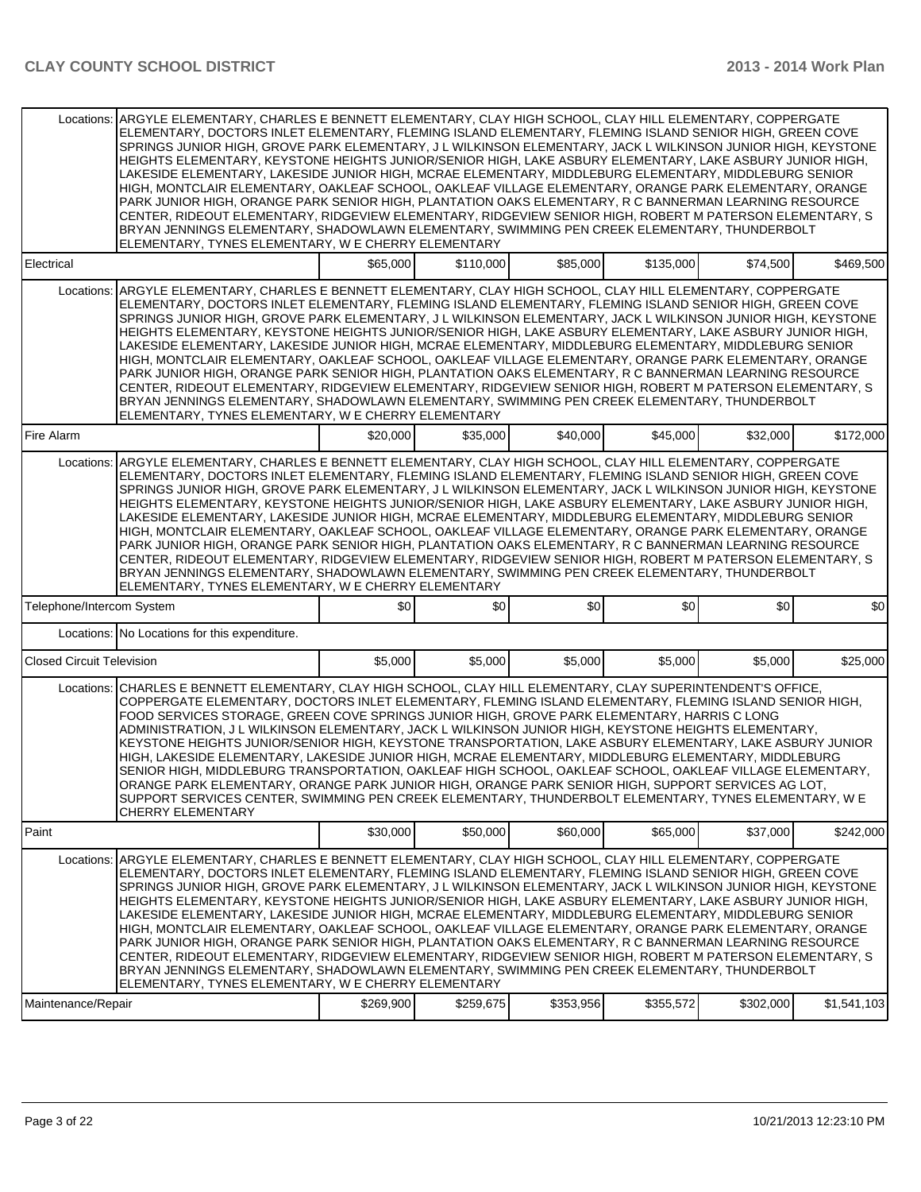| | | | | | | | |
|---|---|---|---|---|---|---|---|
| Locations: | ARGYLE ELEMENTARY, CHARLES E BENNETT ELEMENTARY, CLAY HIGH SCHOOL, CLAY HILL ELEMENTARY, COPPERGATE ELEMENTARY, DOCTORS INLET ELEMENTARY, FLEMING ISLAND ELEMENTARY, FLEMING ISLAND SENIOR HIGH, GREEN COVE SPRINGS JUNIOR HIGH, GROVE PARK ELEMENTARY, J L WILKINSON ELEMENTARY, JACK L WILKINSON JUNIOR HIGH, KEYSTONE HEIGHTS ELEMENTARY, KEYSTONE HEIGHTS JUNIOR/SENIOR HIGH, LAKE ASBURY ELEMENTARY, LAKE ASBURY JUNIOR HIGH, LAKESIDE ELEMENTARY, LAKESIDE JUNIOR HIGH, MCRAE ELEMENTARY, MIDDLEBURG ELEMENTARY, MIDDLEBURG SENIOR HIGH, MONTCLAIR ELEMENTARY, OAKLEAF SCHOOL, OAKLEAF VILLAGE ELEMENTARY, ORANGE PARK ELEMENTARY, ORANGE PARK JUNIOR HIGH, ORANGE PARK SENIOR HIGH, PLANTATION OAKS ELEMENTARY, R C BANNERMAN LEARNING RESOURCE CENTER, RIDEOUT ELEMENTARY, RIDGEVIEW ELEMENTARY, RIDGEVIEW SENIOR HIGH, ROBERT M PATERSON ELEMENTARY, S BRYAN JENNINGS ELEMENTARY, SHADOWLAWN ELEMENTARY, SWIMMING PEN CREEK ELEMENTARY, THUNDERBOLT ELEMENTARY, TYNES ELEMENTARY, W E CHERRY ELEMENTARY | | | | | | |
| Electrical | | $65,000 | $110,000 | $85,000 | $135,000 | $74,500 | $469,500 |
| Locations: | ARGYLE ELEMENTARY, CHARLES E BENNETT ELEMENTARY, CLAY HIGH SCHOOL, CLAY HILL ELEMENTARY, COPPERGATE ELEMENTARY, DOCTORS INLET ELEMENTARY, FLEMING ISLAND ELEMENTARY, FLEMING ISLAND SENIOR HIGH, GREEN COVE SPRINGS JUNIOR HIGH, GROVE PARK ELEMENTARY, J L WILKINSON ELEMENTARY, JACK L WILKINSON JUNIOR HIGH, KEYSTONE HEIGHTS ELEMENTARY, KEYSTONE HEIGHTS JUNIOR/SENIOR HIGH, LAKE ASBURY ELEMENTARY, LAKE ASBURY JUNIOR HIGH, LAKESIDE ELEMENTARY, LAKESIDE JUNIOR HIGH, MCRAE ELEMENTARY, MIDDLEBURG ELEMENTARY, MIDDLEBURG SENIOR HIGH, MONTCLAIR ELEMENTARY, OAKLEAF SCHOOL, OAKLEAF VILLAGE ELEMENTARY, ORANGE PARK ELEMENTARY, ORANGE PARK JUNIOR HIGH, ORANGE PARK SENIOR HIGH, PLANTATION OAKS ELEMENTARY, R C BANNERMAN LEARNING RESOURCE CENTER, RIDEOUT ELEMENTARY, RIDGEVIEW ELEMENTARY, RIDGEVIEW SENIOR HIGH, ROBERT M PATERSON ELEMENTARY, S BRYAN JENNINGS ELEMENTARY, SHADOWLAWN ELEMENTARY, SWIMMING PEN CREEK ELEMENTARY, THUNDERBOLT ELEMENTARY, TYNES ELEMENTARY, W E CHERRY ELEMENTARY | | | | | | |
| Fire Alarm | | $20,000 | $35,000 | $40,000 | $45,000 | $32,000 | $172,000 |
| Locations: | ARGYLE ELEMENTARY, CHARLES E BENNETT ELEMENTARY, CLAY HIGH SCHOOL, CLAY HILL ELEMENTARY, COPPERGATE ELEMENTARY, DOCTORS INLET ELEMENTARY, FLEMING ISLAND ELEMENTARY, FLEMING ISLAND SENIOR HIGH, GREEN COVE SPRINGS JUNIOR HIGH, GROVE PARK ELEMENTARY, J L WILKINSON ELEMENTARY, JACK L WILKINSON JUNIOR HIGH, KEYSTONE HEIGHTS ELEMENTARY, KEYSTONE HEIGHTS JUNIOR/SENIOR HIGH, LAKE ASBURY ELEMENTARY, LAKE ASBURY JUNIOR HIGH, LAKESIDE ELEMENTARY, LAKESIDE JUNIOR HIGH, MCRAE ELEMENTARY, MIDDLEBURG ELEMENTARY, MIDDLEBURG SENIOR HIGH, MONTCLAIR ELEMENTARY, OAKLEAF SCHOOL, OAKLEAF VILLAGE ELEMENTARY, ORANGE PARK ELEMENTARY, ORANGE PARK JUNIOR HIGH, ORANGE PARK SENIOR HIGH, PLANTATION OAKS ELEMENTARY, R C BANNERMAN LEARNING RESOURCE CENTER, RIDEOUT ELEMENTARY, RIDGEVIEW ELEMENTARY, RIDGEVIEW SENIOR HIGH, ROBERT M PATERSON ELEMENTARY, S BRYAN JENNINGS ELEMENTARY, SHADOWLAWN ELEMENTARY, SWIMMING PEN CREEK ELEMENTARY, THUNDERBOLT ELEMENTARY, TYNES ELEMENTARY, W E CHERRY ELEMENTARY | | | | | | |
| Telephone/Intercom System | | $0 | $0 | $0 | $0 | $0 | $0 |
| Locations: | No Locations for this expenditure. | | | | | | |
| Closed Circuit Television | | $5,000 | $5,000 | $5,000 | $5,000 | $5,000 | $25,000 |
| Locations: | CHARLES E BENNETT ELEMENTARY, CLAY HIGH SCHOOL, CLAY HILL ELEMENTARY, CLAY SUPERINTENDENT'S OFFICE, COPPERGATE ELEMENTARY, DOCTORS INLET ELEMENTARY, FLEMING ISLAND ELEMENTARY, FLEMING ISLAND SENIOR HIGH, FOOD SERVICES STORAGE, GREEN COVE SPRINGS JUNIOR HIGH, GROVE PARK ELEMENTARY, HARRIS C LONG ADMINISTRATION, J L WILKINSON ELEMENTARY, JACK L WILKINSON JUNIOR HIGH, KEYSTONE HEIGHTS ELEMENTARY, KEYSTONE HEIGHTS JUNIOR/SENIOR HIGH, KEYSTONE TRANSPORTATION, LAKE ASBURY ELEMENTARY, LAKE ASBURY JUNIOR HIGH, LAKESIDE ELEMENTARY, LAKESIDE JUNIOR HIGH, MCRAE ELEMENTARY, MIDDLEBURG ELEMENTARY, MIDDLEBURG SENIOR HIGH, MIDDLEBURG TRANSPORTATION, OAKLEAF HIGH SCHOOL, OAKLEAF SCHOOL, OAKLEAF VILLAGE ELEMENTARY, ORANGE PARK ELEMENTARY, ORANGE PARK JUNIOR HIGH, ORANGE PARK SENIOR HIGH, SUPPORT SERVICES AG LOT, SUPPORT SERVICES CENTER, SWIMMING PEN CREEK ELEMENTARY, THUNDERBOLT ELEMENTARY, TYNES ELEMENTARY, W E CHERRY ELEMENTARY | | | | | | |
| Paint | | $30,000 | $50,000 | $60,000 | $65,000 | $37,000 | $242,000 |
| Locations: | ARGYLE ELEMENTARY, CHARLES E BENNETT ELEMENTARY, CLAY HIGH SCHOOL, CLAY HILL ELEMENTARY, COPPERGATE ELEMENTARY, DOCTORS INLET ELEMENTARY, FLEMING ISLAND ELEMENTARY, FLEMING ISLAND SENIOR HIGH, GREEN COVE SPRINGS JUNIOR HIGH, GROVE PARK ELEMENTARY, J L WILKINSON ELEMENTARY, JACK L WILKINSON JUNIOR HIGH, KEYSTONE HEIGHTS ELEMENTARY, KEYSTONE HEIGHTS JUNIOR/SENIOR HIGH, LAKE ASBURY ELEMENTARY, LAKE ASBURY JUNIOR HIGH, LAKESIDE ELEMENTARY, LAKESIDE JUNIOR HIGH, MCRAE ELEMENTARY, MIDDLEBURG ELEMENTARY, MIDDLEBURG SENIOR HIGH, MONTCLAIR ELEMENTARY, OAKLEAF SCHOOL, OAKLEAF VILLAGE ELEMENTARY, ORANGE PARK ELEMENTARY, ORANGE PARK JUNIOR HIGH, ORANGE PARK SENIOR HIGH, PLANTATION OAKS ELEMENTARY, R C BANNERMAN LEARNING RESOURCE CENTER, RIDEOUT ELEMENTARY, RIDGEVIEW ELEMENTARY, RIDGEVIEW SENIOR HIGH, ROBERT M PATERSON ELEMENTARY, S BRYAN JENNINGS ELEMENTARY, SHADOWLAWN ELEMENTARY, SWIMMING PEN CREEK ELEMENTARY, THUNDERBOLT ELEMENTARY, TYNES ELEMENTARY, W E CHERRY ELEMENTARY | | | | | | |
| Maintenance/Repair | | $269,900 | $259,675 | $353,956 | $355,572 | $302,000 | $1,541,103 |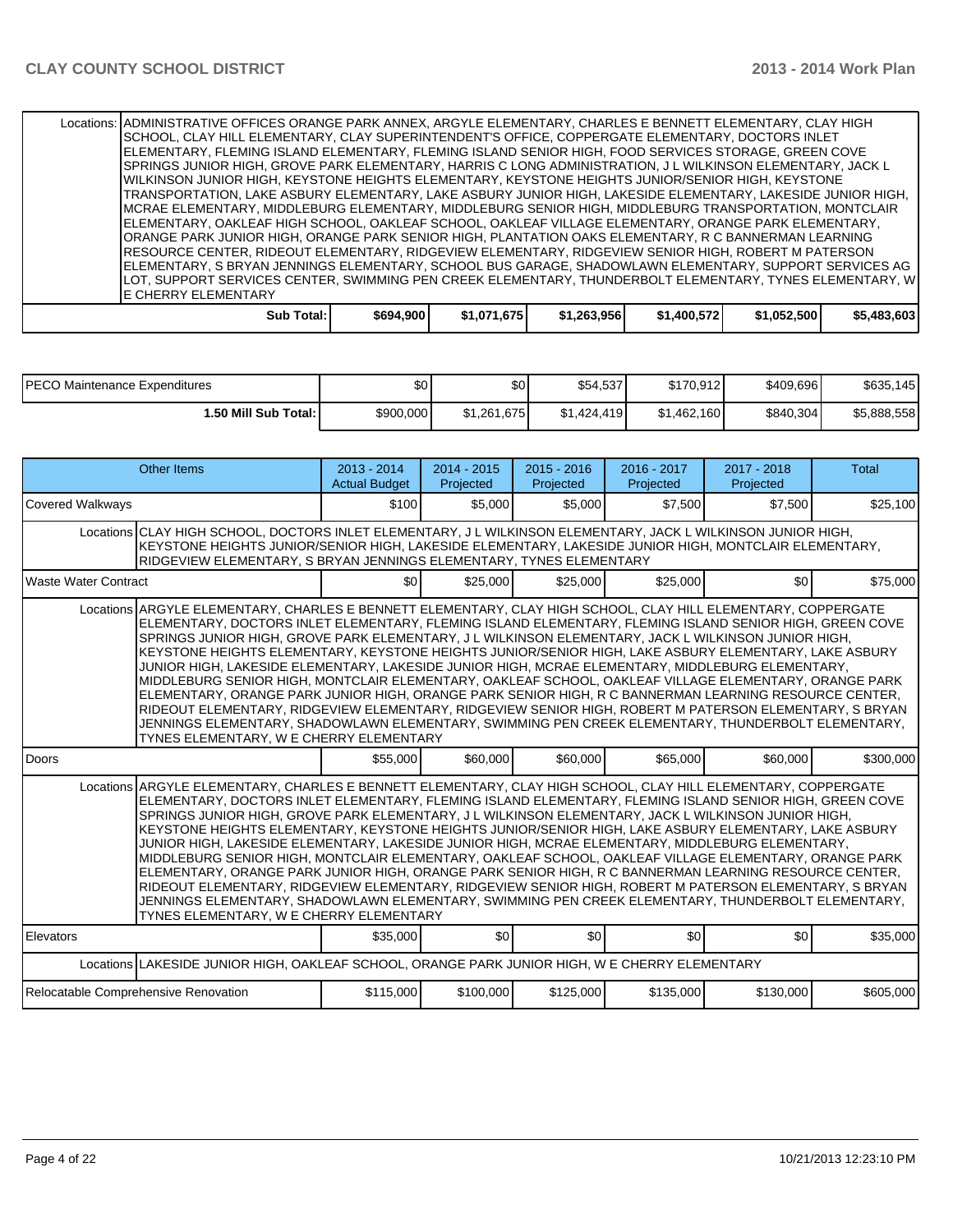| | | | | | | |
|---|---|---|---|---|---|---|
| Locations: | ADMINISTRATIVE OFFICES ORANGE PARK ANNEX, ARGYLE ELEMENTARY, CHARLES E BENNETT ELEMENTARY, CLAY HIGH SCHOOL, CLAY HILL ELEMENTARY, CLAY SUPERINTENDENT'S OFFICE, COPPERGATE ELEMENTARY, DOCTORS INLET ELEMENTARY, FLEMING ISLAND ELEMENTARY, FLEMING ISLAND SENIOR HIGH, FOOD SERVICES STORAGE, GREEN COVE SPRINGS JUNIOR HIGH, GROVE PARK ELEMENTARY, HARRIS C LONG ADMINISTRATION, J L WILKINSON ELEMENTARY, JACK L WILKINSON JUNIOR HIGH, KEYSTONE HEIGHTS ELEMENTARY, KEYSTONE HEIGHTS JUNIOR/SENIOR HIGH, KEYSTONE TRANSPORTATION, LAKE ASBURY ELEMENTARY, LAKE ASBURY JUNIOR HIGH, LAKESIDE ELEMENTARY, LAKESIDE JUNIOR HIGH, MCRAE ELEMENTARY, MIDDLEBURG ELEMENTARY, MIDDLEBURG SENIOR HIGH, MIDDLEBURG TRANSPORTATION, MONTCLAIR ELEMENTARY, OAKLEAF HIGH SCHOOL, OAKLEAF SCHOOL, OAKLEAF VILLAGE ELEMENTARY, ORANGE PARK ELEMENTARY, ORANGE PARK JUNIOR HIGH, ORANGE PARK SENIOR HIGH, PLANTATION OAKS ELEMENTARY, R C BANNERMAN LEARNING RESOURCE CENTER, RIDEOUT ELEMENTARY, RIDGEVIEW ELEMENTARY, RIDGEVIEW SENIOR HIGH, ROBERT M PATERSON ELEMENTARY, S BRYAN JENNINGS ELEMENTARY, SCHOOL BUS GARAGE, SHADOWLAWN ELEMENTARY, SUPPORT SERVICES AG LOT, SUPPORT SERVICES CENTER, SWIMMING PEN CREEK ELEMENTARY, THUNDERBOLT ELEMENTARY, TYNES ELEMENTARY, W E CHERRY ELEMENTARY | | | | | |
| **Sub Total:** | | **$694,900** | **$1,071,675** | **$1,263,956** | **$1,400,572** | **$1,052,500** | **$5,483,603** |

| | | | | | | |
|---|---|---|---|---|---|---|
| PECO Maintenance Expenditures | $0 | $0 | $54,537 | $170,912 | $409,696 | $635,145 |
| **1.50 Mill Sub Total:** | $900,000 | $1,261,675 | $1,424,419 | $1,462,160 | $840,304 | $5,888,558 |

| Other Items | 2013 - 2014 Actual Budget | 2014 - 2015 Projected | 2015 - 2016 Projected | 2016 - 2017 Projected | 2017 - 2018 Projected | Total |
|---|---|---|---|---|---|---|
| Covered Walkways | $100 | $5,000 | $5,000 | $7,500 | $7,500 | $25,100 |
| Locations: CLAY HIGH SCHOOL, DOCTORS INLET ELEMENTARY, J L WILKINSON ELEMENTARY, JACK L WILKINSON JUNIOR HIGH, KEYSTONE HEIGHTS JUNIOR/SENIOR HIGH, LAKESIDE ELEMENTARY, LAKESIDE JUNIOR HIGH, MONTCLAIR ELEMENTARY, RIDGEVIEW ELEMENTARY, S BRYAN JENNINGS ELEMENTARY, TYNES ELEMENTARY | | | | | | |
| Waste Water Contract | $0 | $25,000 | $25,000 | $25,000 | $0 | $75,000 |
| Locations: ARGYLE ELEMENTARY, CHARLES E BENNETT ELEMENTARY, CLAY HIGH SCHOOL, CLAY HILL ELEMENTARY, COPPERGATE ELEMENTARY, DOCTORS INLET ELEMENTARY, FLEMING ISLAND ELEMENTARY, FLEMING ISLAND SENIOR HIGH, GREEN COVE SPRINGS JUNIOR HIGH, GROVE PARK ELEMENTARY, J L WILKINSON ELEMENTARY, JACK L WILKINSON JUNIOR HIGH, KEYSTONE HEIGHTS ELEMENTARY, KEYSTONE HEIGHTS JUNIOR/SENIOR HIGH, LAKE ASBURY ELEMENTARY, LAKE ASBURY JUNIOR HIGH, LAKESIDE ELEMENTARY, LAKESIDE JUNIOR HIGH, MCRAE ELEMENTARY, MIDDLEBURG ELEMENTARY, MIDDLEBURG SENIOR HIGH, MONTCLAIR ELEMENTARY, OAKLEAF SCHOOL, OAKLEAF VILLAGE ELEMENTARY, ORANGE PARK ELEMENTARY, ORANGE PARK JUNIOR HIGH, ORANGE PARK SENIOR HIGH, R C BANNERMAN LEARNING RESOURCE CENTER, RIDEOUT ELEMENTARY, RIDGEVIEW ELEMENTARY, RIDGEVIEW SENIOR HIGH, ROBERT M PATERSON ELEMENTARY, S BRYAN JENNINGS ELEMENTARY, SHADOWLAWN ELEMENTARY, SWIMMING PEN CREEK ELEMENTARY, THUNDERBOLT ELEMENTARY, TYNES ELEMENTARY, W E CHERRY ELEMENTARY | | | | | | |
| Doors | $55,000 | $60,000 | $60,000 | $65,000 | $60,000 | $300,000 |
| Locations: ARGYLE ELEMENTARY, CHARLES E BENNETT ELEMENTARY, CLAY HIGH SCHOOL, CLAY HILL ELEMENTARY, COPPERGATE ELEMENTARY, DOCTORS INLET ELEMENTARY, FLEMING ISLAND ELEMENTARY, FLEMING ISLAND SENIOR HIGH, GREEN COVE SPRINGS JUNIOR HIGH, GROVE PARK ELEMENTARY, J L WILKINSON ELEMENTARY, JACK L WILKINSON JUNIOR HIGH, KEYSTONE HEIGHTS ELEMENTARY, KEYSTONE HEIGHTS JUNIOR/SENIOR HIGH, LAKE ASBURY ELEMENTARY, LAKE ASBURY JUNIOR HIGH, LAKESIDE ELEMENTARY, LAKESIDE JUNIOR HIGH, MCRAE ELEMENTARY, MIDDLEBURG ELEMENTARY, MIDDLEBURG SENIOR HIGH, MONTCLAIR ELEMENTARY, OAKLEAF SCHOOL, OAKLEAF VILLAGE ELEMENTARY, ORANGE PARK ELEMENTARY, ORANGE PARK JUNIOR HIGH, ORANGE PARK SENIOR HIGH, R C BANNERMAN LEARNING RESOURCE CENTER, RIDEOUT ELEMENTARY, RIDGEVIEW ELEMENTARY, RIDGEVIEW SENIOR HIGH, ROBERT M PATERSON ELEMENTARY, S BRYAN JENNINGS ELEMENTARY, SHADOWLAWN ELEMENTARY, SWIMMING PEN CREEK ELEMENTARY, THUNDERBOLT ELEMENTARY, TYNES ELEMENTARY, W E CHERRY ELEMENTARY | | | | | | |
| Elevators | $35,000 | $0 | $0 | $0 | $0 | $35,000 |
| Locations: LAKESIDE JUNIOR HIGH, OAKLEAF SCHOOL, ORANGE PARK JUNIOR HIGH, W E CHERRY ELEMENTARY | | | | | | |
| Relocatable Comprehensive Renovation | $115,000 | $100,000 | $125,000 | $135,000 | $130,000 | $605,000 |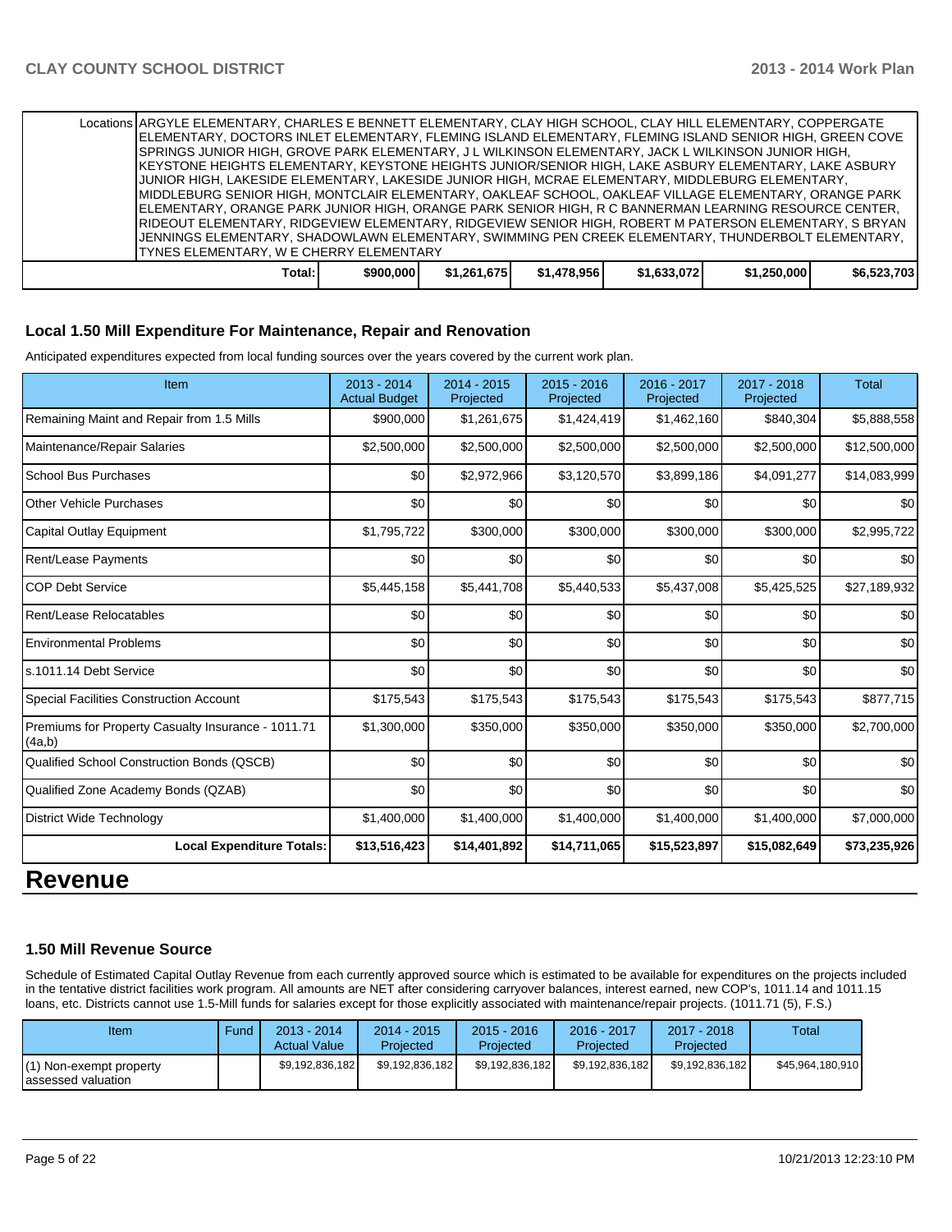| | | | | | | |
|---|---|---|---|---|---|---|
| Locations | ARGYLE ELEMENTARY, CHARLES E BENNETT ELEMENTARY, CLAY HIGH SCHOOL, CLAY HILL ELEMENTARY, COPPERGATE ELEMENTARY, DOCTORS INLET ELEMENTARY, FLEMING ISLAND ELEMENTARY, FLEMING ISLAND SENIOR HIGH, GREEN COVE SPRINGS JUNIOR HIGH, GROVE PARK ELEMENTARY, J L WILKINSON ELEMENTARY, JACK L WILKINSON JUNIOR HIGH, KEYSTONE HEIGHTS ELEMENTARY, KEYSTONE HEIGHTS JUNIOR/SENIOR HIGH, LAKE ASBURY ELEMENTARY, LAKE ASBURY JUNIOR HIGH, LAKESIDE ELEMENTARY, LAKESIDE JUNIOR HIGH, MCRAE ELEMENTARY, MIDDLEBURG ELEMENTARY, MIDDLEBURG SENIOR HIGH, MONTCLAIR ELEMENTARY, OAKLEAF SCHOOL, OAKLEAF VILLAGE ELEMENTARY, ORANGE PARK ELEMENTARY, ORANGE PARK JUNIOR HIGH, ORANGE PARK SENIOR HIGH, R C BANNERMAN LEARNING RESOURCE CENTER, RIDEOUT ELEMENTARY, RIDGEVIEW ELEMENTARY, RIDGEVIEW SENIOR HIGH, ROBERT M PATERSON ELEMENTARY, S BRYAN JENNINGS ELEMENTARY, SHADOWLAWN ELEMENTARY, SWIMMING PEN CREEK ELEMENTARY, THUNDERBOLT ELEMENTARY, TYNES ELEMENTARY, W E CHERRY ELEMENTARY | | | | | |
| Total: | $900,000 | $1,261,675 | $1,478,956 | $1,633,072 | $1,250,000 | $6,523,703 |

### Local 1.50 Mill Expenditure For Maintenance, Repair and Renovation

Anticipated expenditures expected from local funding sources over the years covered by the current work plan.

| Item | 2013 - 2014 Actual Budget | 2014 - 2015 Projected | 2015 - 2016 Projected | 2016 - 2017 Projected | 2017 - 2018 Projected | Total |
|---|---|---|---|---|---|---|
| Remaining Maint and Repair from 1.5 Mills | $900,000 | $1,261,675 | $1,424,419 | $1,462,160 | $840,304 | $5,888,558 |
| Maintenance/Repair Salaries | $2,500,000 | $2,500,000 | $2,500,000 | $2,500,000 | $2,500,000 | $12,500,000 |
| School Bus Purchases | $0 | $2,972,966 | $3,120,570 | $3,899,186 | $4,091,277 | $14,083,999 |
| Other Vehicle Purchases | $0 | $0 | $0 | $0 | $0 | $0 |
| Capital Outlay Equipment | $1,795,722 | $300,000 | $300,000 | $300,000 | $300,000 | $2,995,722 |
| Rent/Lease Payments | $0 | $0 | $0 | $0 | $0 | $0 |
| COP Debt Service | $5,445,158 | $5,441,708 | $5,440,533 | $5,437,008 | $5,425,525 | $27,189,932 |
| Rent/Lease Relocatables | $0 | $0 | $0 | $0 | $0 | $0 |
| Environmental Problems | $0 | $0 | $0 | $0 | $0 | $0 |
| s.1011.14 Debt Service | $0 | $0 | $0 | $0 | $0 | $0 |
| Special Facilities Construction Account | $175,543 | $175,543 | $175,543 | $175,543 | $175,543 | $877,715 |
| Premiums for Property Casualty Insurance - 1011.71 (4a,b) | $1,300,000 | $350,000 | $350,000 | $350,000 | $350,000 | $2,700,000 |
| Qualified School Construction Bonds (QSCB) | $0 | $0 | $0 | $0 | $0 | $0 |
| Qualified Zone Academy Bonds (QZAB) | $0 | $0 | $0 | $0 | $0 | $0 |
| District Wide Technology | $1,400,000 | $1,400,000 | $1,400,000 | $1,400,000 | $1,400,000 | $7,000,000 |
| **Local Expenditure Totals:** | **$13,516,423** | **$14,401,892** | **$14,711,065** | **$15,523,897** | **$15,082,649** | **$73,235,926** |

# Revenue

### 1.50 Mill Revenue Source

Schedule of Estimated Capital Outlay Revenue from each currently approved source which is estimated to be available for expenditures on the projects included in the tentative district facilities work program. All amounts are NET after considering carryover balances, interest earned, new COP's, 1011.14 and 1011.15 loans, etc. Districts cannot use 1.5-Mill funds for salaries except for those explicitly associated with maintenance/repair projects. (1011.71 (5), F.S.)

| Item | Fund | 2013 - 2014 Actual Value | 2014 - 2015 Projected | 2015 - 2016 Projected | 2016 - 2017 Projected | 2017 - 2018 Projected | Total |
|---|---|---|---|---|---|---|---|
| (1) Non-exempt property assessed valuation | | $9,192,836,182 | $9,192,836,182 | $9,192,836,182 | $9,192,836,182 | $9,192,836,182 | $45,964,180,910 |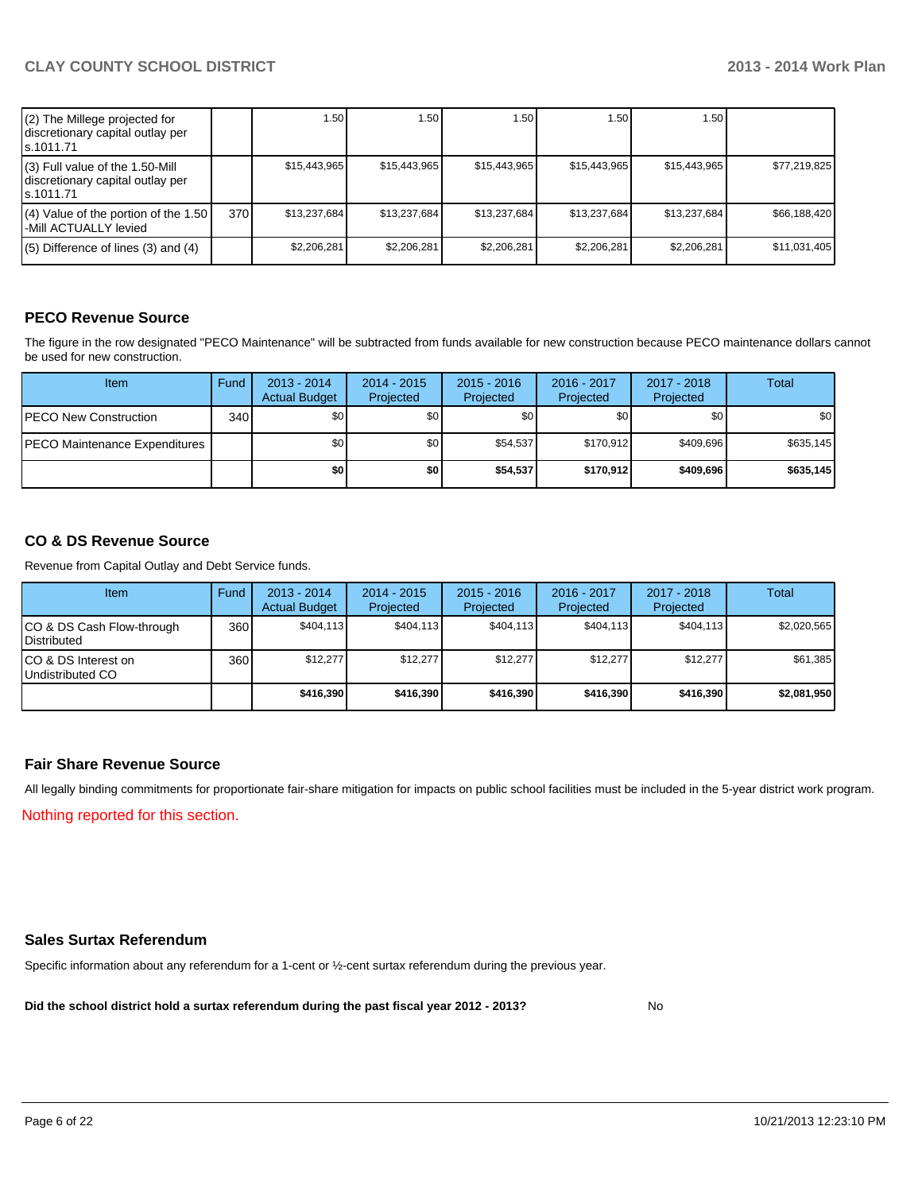| | | | | | | | |
|---|---|---|---|---|---|---|---|
| (2) The Millege projected for discretionary capital outlay per s.1011.71 | | 1.50 | 1.50 | 1.50 | 1.50 | 1.50 | |
| (3) Full value of the 1.50-Mill discretionary capital outlay per s.1011.71 | | $15,443,965 | $15,443,965 | $15,443,965 | $15,443,965 | $15,443,965 | $77,219,825 |
| (4) Value of the portion of the 1.50 -Mill ACTUALLY levied | 370 | $13,237,684 | $13,237,684 | $13,237,684 | $13,237,684 | $13,237,684 | $66,188,420 |
| (5) Difference of lines (3) and (4) | | $2,206,281 | $2,206,281 | $2,206,281 | $2,206,281 | $2,206,281 | $11,031,405 |

## PECO Revenue Source

The figure in the row designated "PECO Maintenance" will be subtracted from funds available for new construction because PECO maintenance dollars cannot be used for new construction.

| Item | Fund | 2013 - 2014 Actual Budget | 2014 - 2015 Projected | 2015 - 2016 Projected | 2016 - 2017 Projected | 2017 - 2018 Projected | Total |
|---|---|---|---|---|---|---|---|
| PECO New Construction | 340 | $0 | $0 | $0 | $0 | $0 | $0 |
| PECO Maintenance Expenditures | | $0 | $0 | $54,537 | $170,912 | $409,696 | $635,145 |
| | | **$0** | **$0** | **$54,537** | **$170,912** | **$409,696** | **$635,145** |

## CO & DS Revenue Source

Revenue from Capital Outlay and Debt Service funds.

| Item | Fund | 2013 - 2014 Actual Budget | 2014 - 2015 Projected | 2015 - 2016 Projected | 2016 - 2017 Projected | 2017 - 2018 Projected | Total |
|---|---|---|---|---|---|---|---|
| CO & DS Cash Flow-through Distributed | 360 | $404,113 | $404,113 | $404,113 | $404,113 | $404,113 | $2,020,565 |
| CO & DS Interest on Undistributed CO | 360 | $12,277 | $12,277 | $12,277 | $12,277 | $12,277 | $61,385 |
| | | **$416,390** | **$416,390** | **$416,390** | **$416,390** | **$416,390** | **$2,081,950** |

## Fair Share Revenue Source

All legally binding commitments for proportionate fair-share mitigation for impacts on public school facilities must be included in the 5-year district work program.

Nothing reported for this section.

## Sales Surtax Referendum

Specific information about any referendum for a 1-cent or ½-cent surtax referendum during the previous year.

**Did the school district hold a surtax referendum during the past fiscal year 2012 - 2013?** No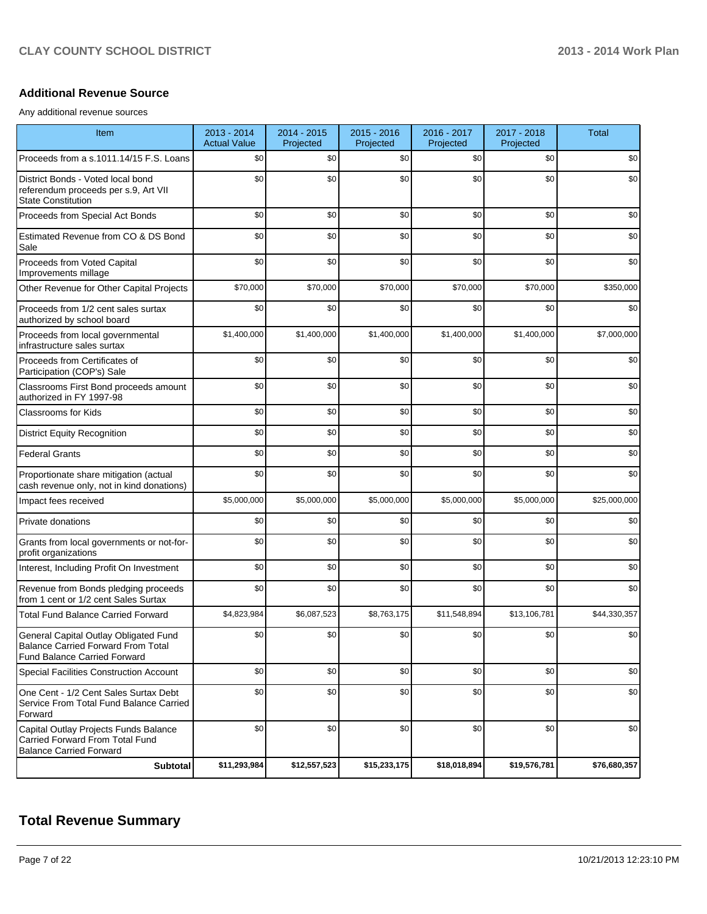## Additional Revenue Source

Any additional revenue sources

| Item | 2013 - 2014 Actual Value | 2014 - 2015 Projected | 2015 - 2016 Projected | 2016 - 2017 Projected | 2017 - 2018 Projected | Total |
|---|---|---|---|---|---|---|
| Proceeds from a s.1011.14/15 F.S. Loans | $0 | $0 | $0 | $0 | $0 | $0 |
| District Bonds - Voted local bond referendum proceeds per s.9, Art VII State Constitution | $0 | $0 | $0 | $0 | $0 | $0 |
| Proceeds from Special Act Bonds | $0 | $0 | $0 | $0 | $0 | $0 |
| Estimated Revenue from CO & DS Bond Sale | $0 | $0 | $0 | $0 | $0 | $0 |
| Proceeds from Voted Capital Improvements millage | $0 | $0 | $0 | $0 | $0 | $0 |
| Other Revenue for Other Capital Projects | $70,000 | $70,000 | $70,000 | $70,000 | $70,000 | $350,000 |
| Proceeds from 1/2 cent sales surtax authorized by school board | $0 | $0 | $0 | $0 | $0 | $0 |
| Proceeds from local governmental infrastructure sales surtax | $1,400,000 | $1,400,000 | $1,400,000 | $1,400,000 | $1,400,000 | $7,000,000 |
| Proceeds from Certificates of Participation (COP's) Sale | $0 | $0 | $0 | $0 | $0 | $0 |
| Classrooms First Bond proceeds amount authorized in FY 1997-98 | $0 | $0 | $0 | $0 | $0 | $0 |
| Classrooms for Kids | $0 | $0 | $0 | $0 | $0 | $0 |
| District Equity Recognition | $0 | $0 | $0 | $0 | $0 | $0 |
| Federal Grants | $0 | $0 | $0 | $0 | $0 | $0 |
| Proportionate share mitigation (actual cash revenue only, not in kind donations) | $0 | $0 | $0 | $0 | $0 | $0 |
| Impact fees received | $5,000,000 | $5,000,000 | $5,000,000 | $5,000,000 | $5,000,000 | $25,000,000 |
| Private donations | $0 | $0 | $0 | $0 | $0 | $0 |
| Grants from local governments or not-for-profit organizations | $0 | $0 | $0 | $0 | $0 | $0 |
| Interest, Including Profit On Investment | $0 | $0 | $0 | $0 | $0 | $0 |
| Revenue from Bonds pledging proceeds from 1 cent or 1/2 cent Sales Surtax | $0 | $0 | $0 | $0 | $0 | $0 |
| Total Fund Balance Carried Forward | $4,823,984 | $6,087,523 | $8,763,175 | $11,548,894 | $13,106,781 | $44,330,357 |
| General Capital Outlay Obligated Fund Balance Carried Forward From Total Fund Balance Carried Forward | $0 | $0 | $0 | $0 | $0 | $0 |
| Special Facilities Construction Account | $0 | $0 | $0 | $0 | $0 | $0 |
| One Cent - 1/2 Cent Sales Surtax Debt Service From Total Fund Balance Carried Forward | $0 | $0 | $0 | $0 | $0 | $0 |
| Capital Outlay Projects Funds Balance Carried Forward From Total Fund Balance Carried Forward | $0 | $0 | $0 | $0 | $0 | $0 |
| **Subtotal** | **$11,293,984** | **$12,557,523** | **$15,233,175** | **$18,018,894** | **$19,576,781** | **$76,680,357** |

# Total Revenue Summary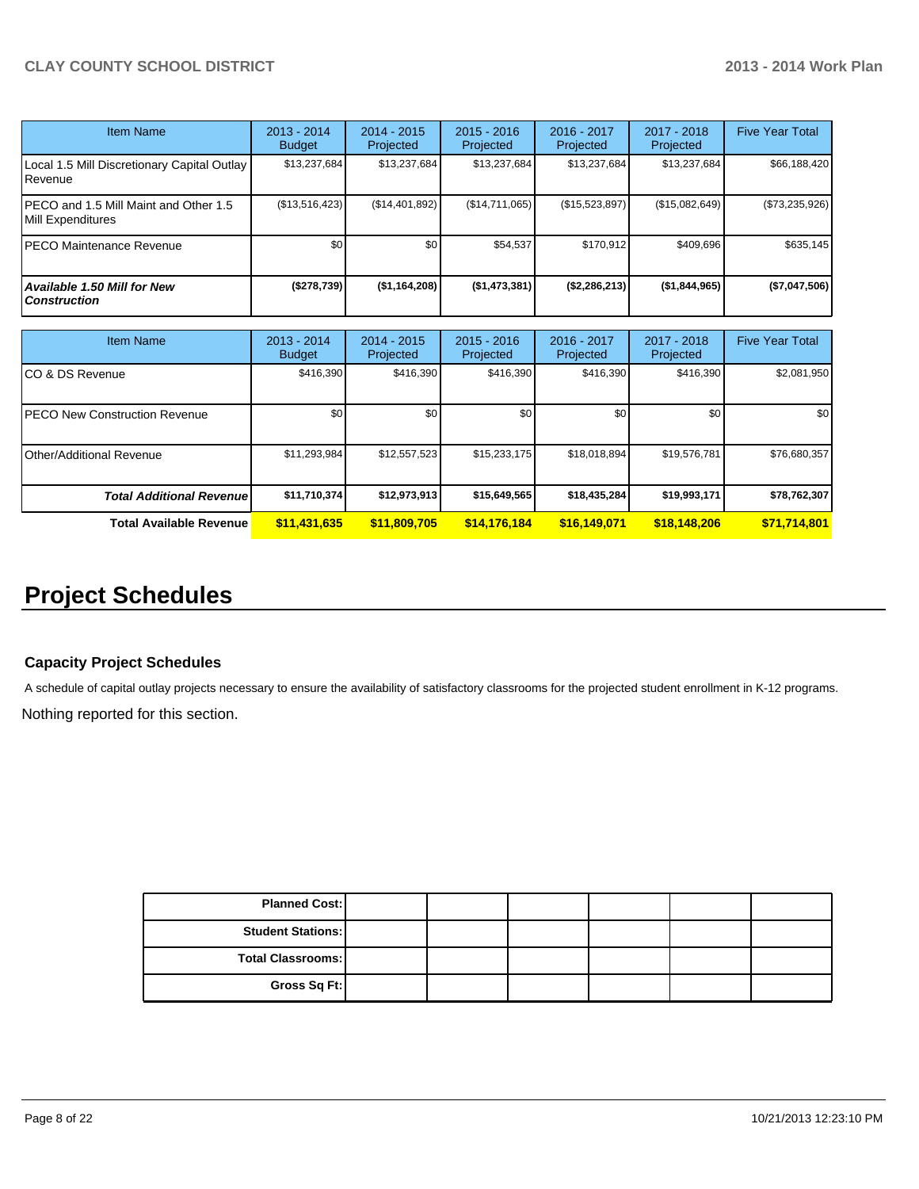| Item Name | 2013 - 2014 Budget | 2014 - 2015 Projected | 2015 - 2016 Projected | 2016 - 2017 Projected | 2017 - 2018 Projected | Five Year Total |
|---|---|---|---|---|---|---|
| Local 1.5 Mill Discretionary Capital Outlay Revenue | $13,237,684 | $13,237,684 | $13,237,684 | $13,237,684 | $13,237,684 | $66,188,420 |
| PECO and 1.5 Mill Maint and Other 1.5 Mill Expenditures | ($13,516,423) | ($14,401,892) | ($14,711,065) | ($15,523,897) | ($15,082,649) | ($73,235,926) |
| PECO Maintenance Revenue | $0 | $0 | $54,537 | $170,912 | $409,696 | $635,145 |
| ***Available 1.50 Mill for New Construction*** | **($278,739)** | **($1,164,208)** | **($1,473,381)** | **($2,286,213)** | **($1,844,965)** | **($7,047,506)** |

| Item Name | 2013 - 2014 Budget | 2014 - 2015 Projected | 2015 - 2016 Projected | 2016 - 2017 Projected | 2017 - 2018 Projected | Five Year Total |
|---|---|---|---|---|---|---|
| CO & DS Revenue | $416,390 | $416,390 | $416,390 | $416,390 | $416,390 | $2,081,950 |
| PECO New Construction Revenue | $0 | $0 | $0 | $0 | $0 | $0 |
| Other/Additional Revenue | $11,293,984 | $12,557,523 | $15,233,175 | $18,018,894 | $19,576,781 | $76,680,357 |
| ***Total Additional Revenue*** | **$11,710,374** | **$12,973,913** | **$15,649,565** | **$18,435,284** | **$19,993,171** | **$78,762,307** |
| **Total Available Revenue** | **$11,431,635** | **$11,809,705** | **$14,176,184** | **$16,149,071** | **$18,148,206** | **$71,714,801** |

# Project Schedules

### Capacity Project Schedules

A schedule of capital outlay projects necessary to ensure the availability of satisfactory classrooms for the projected student enrollment in K-12 programs.

Nothing reported for this section.

| | | | | | | |
|---|---|---|---|---|---|---|
| **Planned Cost:** | | | | | | |
| **Student Stations:** | | | | | | |
| **Total Classrooms:** | | | | | | |
| **Gross Sq Ft:** | | | | | | |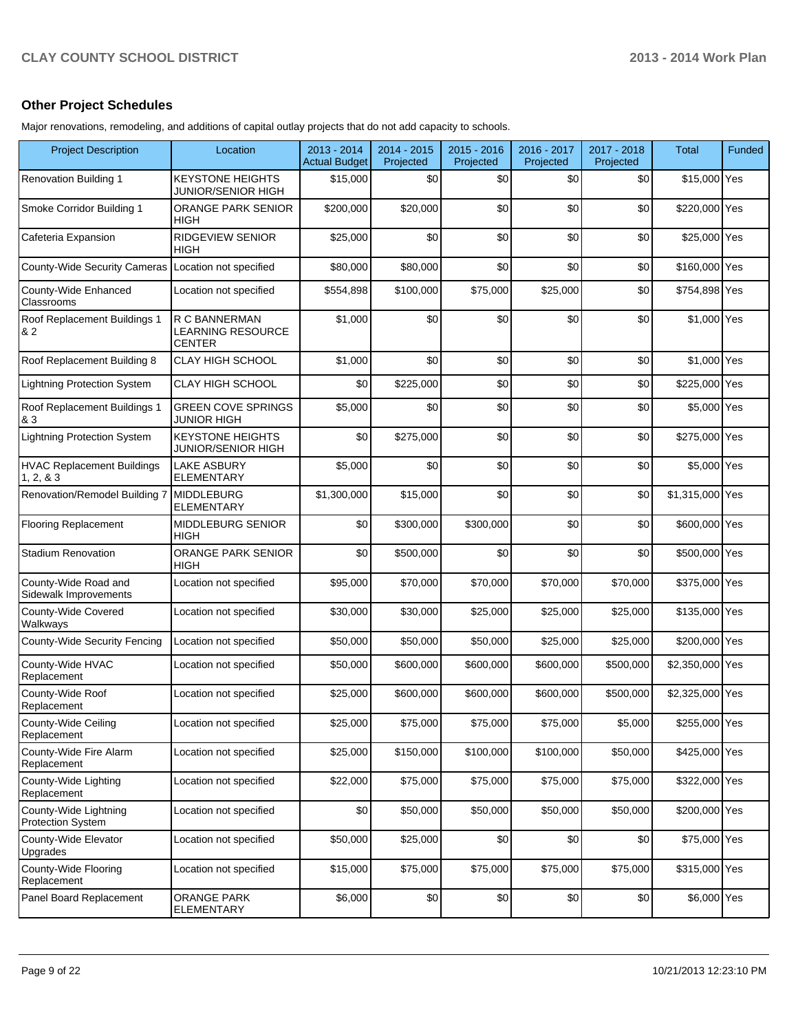## Other Project Schedules

Major renovations, remodeling, and additions of capital outlay projects that do not add capacity to schools.

| Project Description | Location | 2013 - 2014 Actual Budget | 2014 - 2015 Projected | 2015 - 2016 Projected | 2016 - 2017 Projected | 2017 - 2018 Projected | Total | Funded |
|---|---|---|---|---|---|---|---|---|
| Renovation Building 1 | KEYSTONE HEIGHTS JUNIOR/SENIOR HIGH | $15,000 | $0 | $0 | $0 | $0 | $15,000 | Yes |
| Smoke Corridor Building 1 | ORANGE PARK SENIOR HIGH | $200,000 | $20,000 | $0 | $0 | $0 | $220,000 | Yes |
| Cafeteria Expansion | RIDGEVIEW SENIOR HIGH | $25,000 | $0 | $0 | $0 | $0 | $25,000 | Yes |
| County-Wide Security Cameras | Location not specified | $80,000 | $80,000 | $0 | $0 | $0 | $160,000 | Yes |
| County-Wide Enhanced Classrooms | Location not specified | $554,898 | $100,000 | $75,000 | $25,000 | $0 | $754,898 | Yes |
| Roof Replacement Buildings 1 & 2 | R C BANNERMAN LEARNING RESOURCE CENTER | $1,000 | $0 | $0 | $0 | $0 | $1,000 | Yes |
| Roof Replacement Building 8 | CLAY HIGH SCHOOL | $1,000 | $0 | $0 | $0 | $0 | $1,000 | Yes |
| Lightning Protection System | CLAY HIGH SCHOOL | $0 | $225,000 | $0 | $0 | $0 | $225,000 | Yes |
| Roof Replacement Buildings 1 & 3 | GREEN COVE SPRINGS JUNIOR HIGH | $5,000 | $0 | $0 | $0 | $0 | $5,000 | Yes |
| Lightning Protection System | KEYSTONE HEIGHTS JUNIOR/SENIOR HIGH | $0 | $275,000 | $0 | $0 | $0 | $275,000 | Yes |
| HVAC Replacement Buildings 1, 2, & 3 | LAKE ASBURY ELEMENTARY | $5,000 | $0 | $0 | $0 | $0 | $5,000 | Yes |
| Renovation/Remodel Building 7 | MIDDLEBURG ELEMENTARY | $1,300,000 | $15,000 | $0 | $0 | $0 | $1,315,000 | Yes |
| Flooring Replacement | MIDDLEBURG SENIOR HIGH | $0 | $300,000 | $300,000 | $0 | $0 | $600,000 | Yes |
| Stadium Renovation | ORANGE PARK SENIOR HIGH | $0 | $500,000 | $0 | $0 | $0 | $500,000 | Yes |
| County-Wide Road and Sidewalk Improvements | Location not specified | $95,000 | $70,000 | $70,000 | $70,000 | $70,000 | $375,000 | Yes |
| County-Wide Covered Walkways | Location not specified | $30,000 | $30,000 | $25,000 | $25,000 | $25,000 | $135,000 | Yes |
| County-Wide Security Fencing | Location not specified | $50,000 | $50,000 | $50,000 | $25,000 | $25,000 | $200,000 | Yes |
| County-Wide HVAC Replacement | Location not specified | $50,000 | $600,000 | $600,000 | $600,000 | $500,000 | $2,350,000 | Yes |
| County-Wide Roof Replacement | Location not specified | $25,000 | $600,000 | $600,000 | $600,000 | $500,000 | $2,325,000 | Yes |
| County-Wide Ceiling Replacement | Location not specified | $25,000 | $75,000 | $75,000 | $75,000 | $5,000 | $255,000 | Yes |
| County-Wide Fire Alarm Replacement | Location not specified | $25,000 | $150,000 | $100,000 | $100,000 | $50,000 | $425,000 | Yes |
| County-Wide Lighting Replacement | Location not specified | $22,000 | $75,000 | $75,000 | $75,000 | $75,000 | $322,000 | Yes |
| County-Wide Lightning Protection System | Location not specified | $0 | $50,000 | $50,000 | $50,000 | $50,000 | $200,000 | Yes |
| County-Wide Elevator Upgrades | Location not specified | $50,000 | $25,000 | $0 | $0 | $0 | $75,000 | Yes |
| County-Wide Flooring Replacement | Location not specified | $15,000 | $75,000 | $75,000 | $75,000 | $75,000 | $315,000 | Yes |
| Panel Board Replacement | ORANGE PARK ELEMENTARY | $6,000 | $0 | $0 | $0 | $0 | $6,000 | Yes |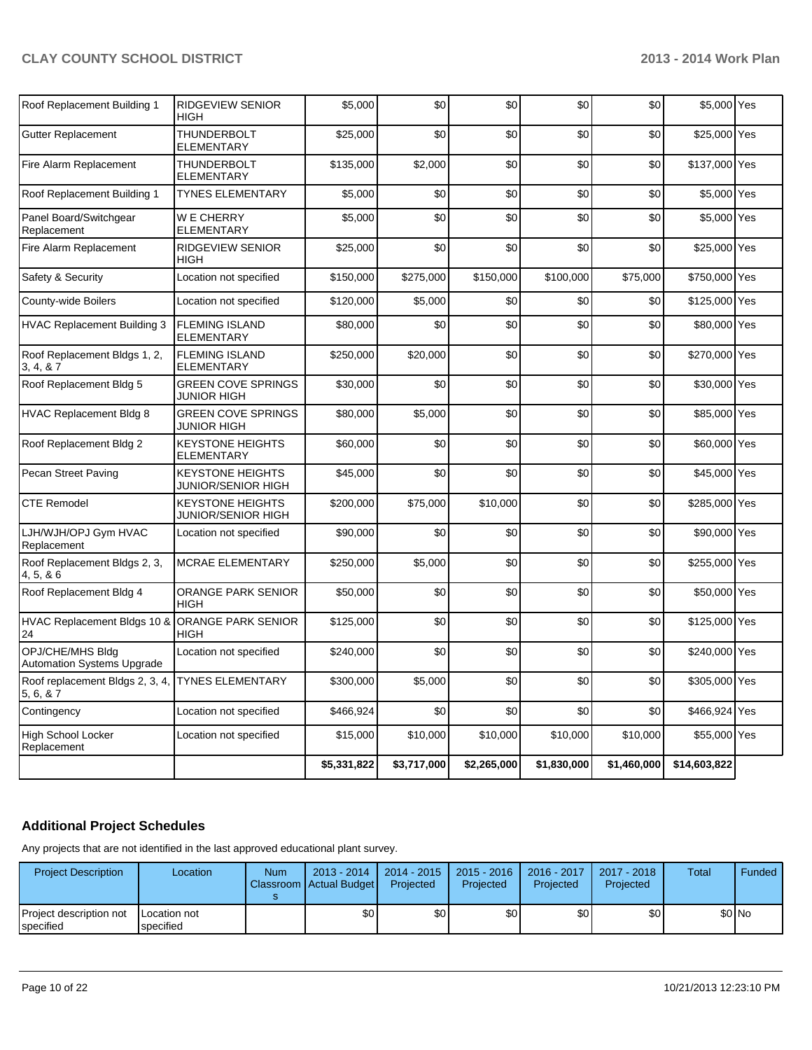| | | | | | | | | |
|---|---|---|---|---|---|---|---|---|
| Roof Replacement Building 1 | RIDGEVIEW SENIOR HIGH | $5,000 | $0 | $0 | $0 | $0 | $5,000 | Yes |
| Gutter Replacement | THUNDERBOLT ELEMENTARY | $25,000 | $0 | $0 | $0 | $0 | $25,000 | Yes |
| Fire Alarm Replacement | THUNDERBOLT ELEMENTARY | $135,000 | $2,000 | $0 | $0 | $0 | $137,000 | Yes |
| Roof Replacement Building 1 | TYNES ELEMENTARY | $5,000 | $0 | $0 | $0 | $0 | $5,000 | Yes |
| Panel Board/Switchgear Replacement | W E CHERRY ELEMENTARY | $5,000 | $0 | $0 | $0 | $0 | $5,000 | Yes |
| Fire Alarm Replacement | RIDGEVIEW SENIOR HIGH | $25,000 | $0 | $0 | $0 | $0 | $25,000 | Yes |
| Safety & Security | Location not specified | $150,000 | $275,000 | $150,000 | $100,000 | $75,000 | $750,000 | Yes |
| County-wide Boilers | Location not specified | $120,000 | $5,000 | $0 | $0 | $0 | $125,000 | Yes |
| HVAC Replacement Building 3 | FLEMING ISLAND ELEMENTARY | $80,000 | $0 | $0 | $0 | $0 | $80,000 | Yes |
| Roof Replacement Bldgs 1, 2, 3, 4, & 7 | FLEMING ISLAND ELEMENTARY | $250,000 | $20,000 | $0 | $0 | $0 | $270,000 | Yes |
| Roof Replacement Bldg 5 | GREEN COVE SPRINGS JUNIOR HIGH | $30,000 | $0 | $0 | $0 | $0 | $30,000 | Yes |
| HVAC Replacement Bldg 8 | GREEN COVE SPRINGS JUNIOR HIGH | $80,000 | $5,000 | $0 | $0 | $0 | $85,000 | Yes |
| Roof Replacement Bldg 2 | KEYSTONE HEIGHTS ELEMENTARY | $60,000 | $0 | $0 | $0 | $0 | $60,000 | Yes |
| Pecan Street Paving | KEYSTONE HEIGHTS JUNIOR/SENIOR HIGH | $45,000 | $0 | $0 | $0 | $0 | $45,000 | Yes |
| CTE Remodel | KEYSTONE HEIGHTS JUNIOR/SENIOR HIGH | $200,000 | $75,000 | $10,000 | $0 | $0 | $285,000 | Yes |
| LJH/WJH/OPJ Gym HVAC Replacement | Location not specified | $90,000 | $0 | $0 | $0 | $0 | $90,000 | Yes |
| Roof Replacement Bldgs 2, 3, 4, 5, & 6 | MCRAE ELEMENTARY | $250,000 | $5,000 | $0 | $0 | $0 | $255,000 | Yes |
| Roof Replacement Bldg 4 | ORANGE PARK SENIOR HIGH | $50,000 | $0 | $0 | $0 | $0 | $50,000 | Yes |
| HVAC Replacement Bldgs 10 & 24 | ORANGE PARK SENIOR HIGH | $125,000 | $0 | $0 | $0 | $0 | $125,000 | Yes |
| OPJ/CHE/MHS Bldg Automation Systems Upgrade | Location not specified | $240,000 | $0 | $0 | $0 | $0 | $240,000 | Yes |
| Roof replacement Bldgs 2, 3, 4, 5, 6, & 7 | TYNES ELEMENTARY | $300,000 | $5,000 | $0 | $0 | $0 | $305,000 | Yes |
| Contingency | Location not specified | $466,924 | $0 | $0 | $0 | $0 | $466,924 | Yes |
| High School Locker Replacement | Location not specified | $15,000 | $10,000 | $10,000 | $10,000 | $10,000 | $55,000 | Yes |
| | | $5,331,822 | $3,717,000 | $2,265,000 | $1,830,000 | $1,460,000 | $14,603,822 | |

## Additional Project Schedules

Any projects that are not identified in the last approved educational plant survey.

| Project Description | Location | Num Classrooms | 2013 - 2014 Actual Budget | 2014 - 2015 Projected | 2015 - 2016 Projected | 2016 - 2017 Projected | 2017 - 2018 Projected | Total | Funded |
|---|---|---|---|---|---|---|---|---|---|
| Project description not specified | Location not specified | | $0 | $0 | $0 | $0 | $0 | $0 | No |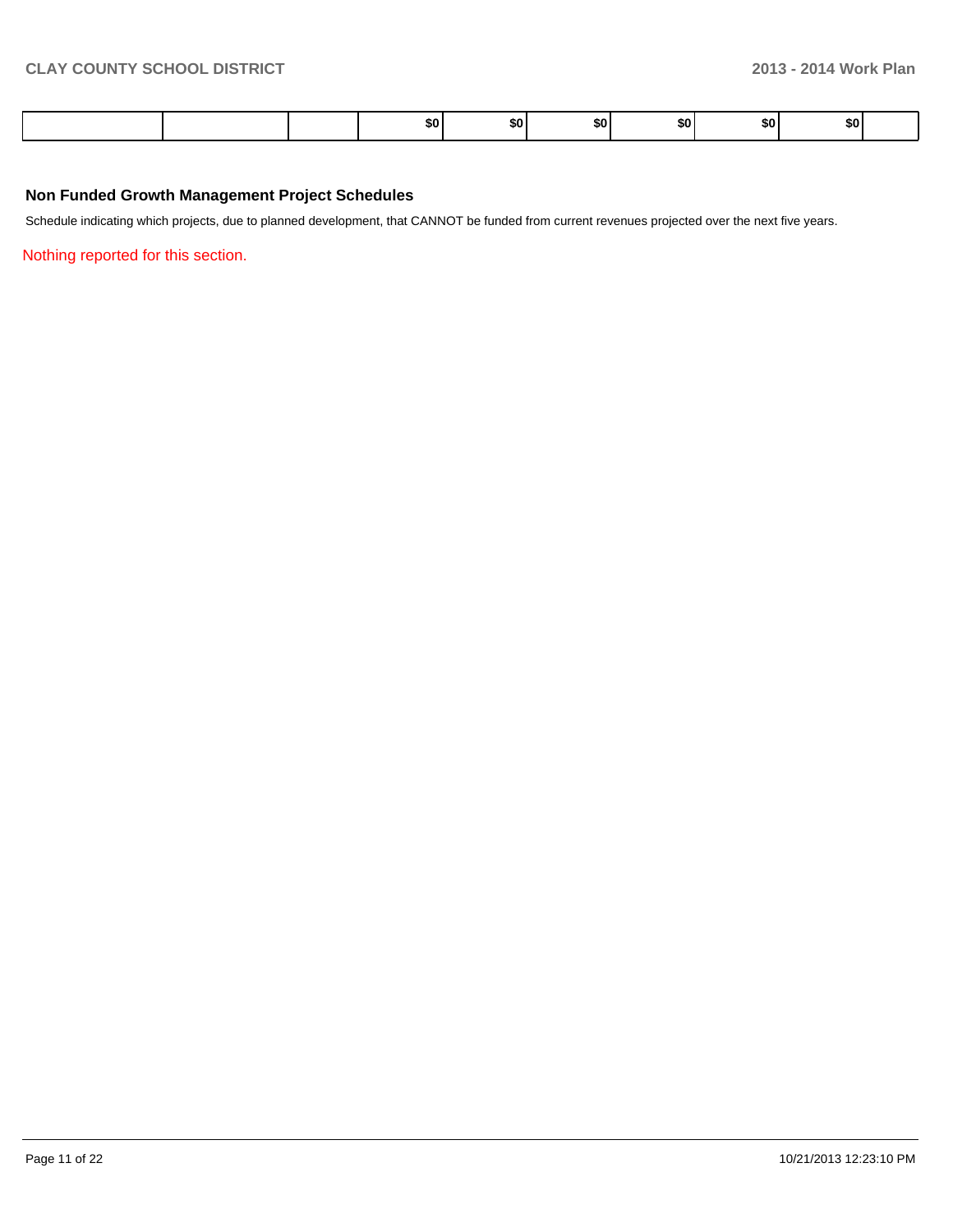|  |  |  | $0 | $0 | $0 | $0 | $0 | $0 |  |
|---|---|---|---|---|---|---|---|---|---|

### Non Funded Growth Management Project Schedules

Schedule indicating which projects, due to planned development, that CANNOT be funded from current revenues projected over the next five years.

Nothing reported for this section.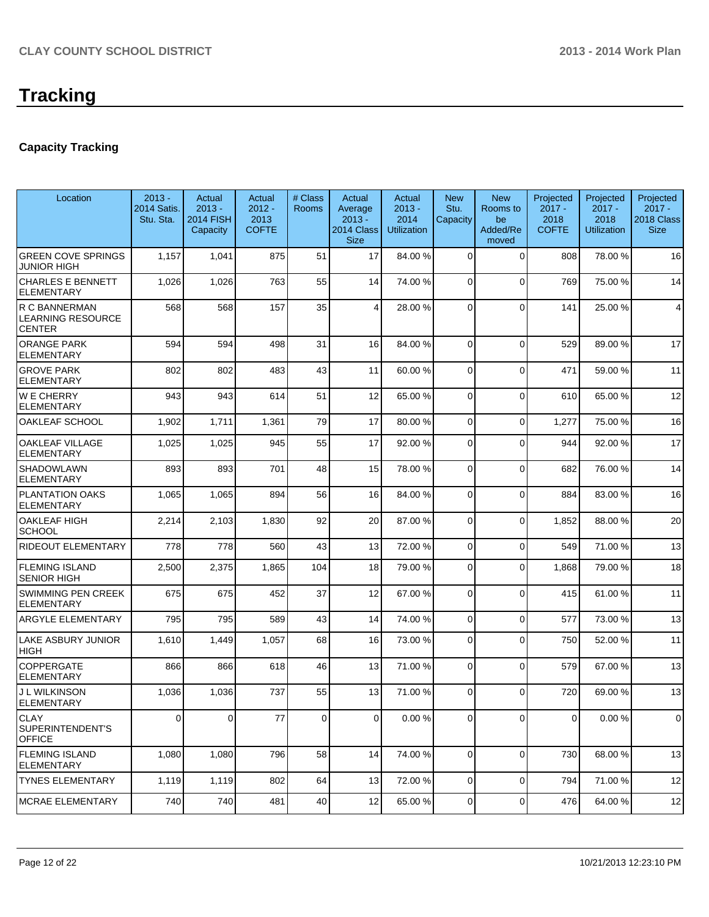# Tracking

### Capacity Tracking

| Location | 2013 - 2014 Satis. Stu. Sta. | Actual 2013 - 2014 FISH Capacity | Actual 2012 - 2013 COFTE | # Class Rooms | Actual Average 2013 - 2014 Class Size | Actual 2013 - 2014 Utilization | New Stu. Capacity | New Rooms to be Added/Removed | Projected 2017 - 2018 COFTE | Projected 2017 - 2018 Utilization | Projected 2017 - 2018 Class Size |
|---|---|---|---|---|---|---|---|---|---|---|---|
| GREEN COVE SPRINGS JUNIOR HIGH | 1,157 | 1,041 | 875 | 51 | 17 | 84.00 % | 0 | 0 | 808 | 78.00 % | 16 |
| CHARLES E BENNETT ELEMENTARY | 1,026 | 1,026 | 763 | 55 | 14 | 74.00 % | 0 | 0 | 769 | 75.00 % | 14 |
| R C BANNERMAN LEARNING RESOURCE CENTER | 568 | 568 | 157 | 35 | 4 | 28.00 % | 0 | 0 | 141 | 25.00 % | 4 |
| ORANGE PARK ELEMENTARY | 594 | 594 | 498 | 31 | 16 | 84.00 % | 0 | 0 | 529 | 89.00 % | 17 |
| GROVE PARK ELEMENTARY | 802 | 802 | 483 | 43 | 11 | 60.00 % | 0 | 0 | 471 | 59.00 % | 11 |
| W E CHERRY ELEMENTARY | 943 | 943 | 614 | 51 | 12 | 65.00 % | 0 | 0 | 610 | 65.00 % | 12 |
| OAKLEAF SCHOOL | 1,902 | 1,711 | 1,361 | 79 | 17 | 80.00 % | 0 | 0 | 1,277 | 75.00 % | 16 |
| OAKLEAF VILLAGE ELEMENTARY | 1,025 | 1,025 | 945 | 55 | 17 | 92.00 % | 0 | 0 | 944 | 92.00 % | 17 |
| SHADOWLAWN ELEMENTARY | 893 | 893 | 701 | 48 | 15 | 78.00 % | 0 | 0 | 682 | 76.00 % | 14 |
| PLANTATION OAKS ELEMENTARY | 1,065 | 1,065 | 894 | 56 | 16 | 84.00 % | 0 | 0 | 884 | 83.00 % | 16 |
| OAKLEAF HIGH SCHOOL | 2,214 | 2,103 | 1,830 | 92 | 20 | 87.00 % | 0 | 0 | 1,852 | 88.00 % | 20 |
| RIDEOUT ELEMENTARY | 778 | 778 | 560 | 43 | 13 | 72.00 % | 0 | 0 | 549 | 71.00 % | 13 |
| FLEMING ISLAND SENIOR HIGH | 2,500 | 2,375 | 1,865 | 104 | 18 | 79.00 % | 0 | 0 | 1,868 | 79.00 % | 18 |
| SWIMMING PEN CREEK ELEMENTARY | 675 | 675 | 452 | 37 | 12 | 67.00 % | 0 | 0 | 415 | 61.00 % | 11 |
| ARGYLE ELEMENTARY | 795 | 795 | 589 | 43 | 14 | 74.00 % | 0 | 0 | 577 | 73.00 % | 13 |
| LAKE ASBURY JUNIOR HIGH | 1,610 | 1,449 | 1,057 | 68 | 16 | 73.00 % | 0 | 0 | 750 | 52.00 % | 11 |
| COPPERGATE ELEMENTARY | 866 | 866 | 618 | 46 | 13 | 71.00 % | 0 | 0 | 579 | 67.00 % | 13 |
| J L WILKINSON ELEMENTARY | 1,036 | 1,036 | 737 | 55 | 13 | 71.00 % | 0 | 0 | 720 | 69.00 % | 13 |
| CLAY SUPERINTENDENT'S OFFICE | 0 | 0 | 77 | 0 | 0 | 0.00 % | 0 | 0 | 0 | 0.00 % | 0 |
| FLEMING ISLAND ELEMENTARY | 1,080 | 1,080 | 796 | 58 | 14 | 74.00 % | 0 | 0 | 730 | 68.00 % | 13 |
| TYNES ELEMENTARY | 1,119 | 1,119 | 802 | 64 | 13 | 72.00 % | 0 | 0 | 794 | 71.00 % | 12 |
| MCRAE ELEMENTARY | 740 | 740 | 481 | 40 | 12 | 65.00 % | 0 | 0 | 476 | 64.00 % | 12 |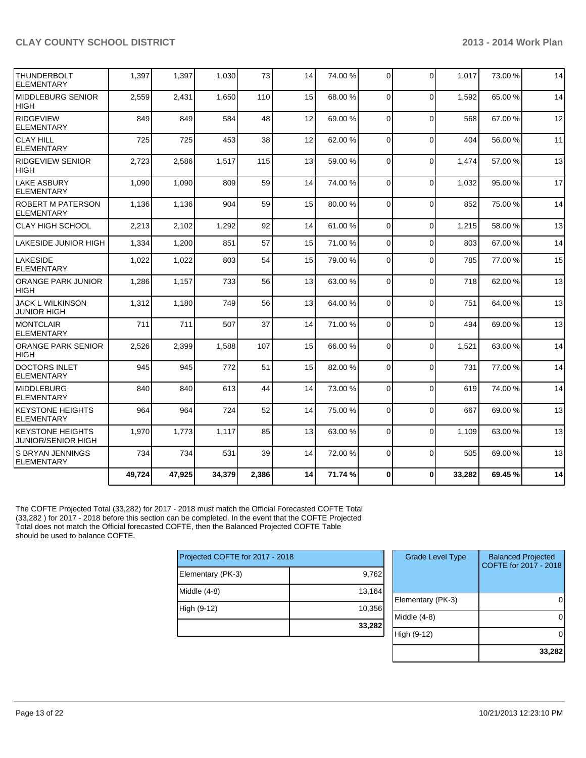| | | | | | | | | | | | |
|---|---|---|---|---|---|---|---|---|---|---|---|
| THUNDERBOLT ELEMENTARY | 1,397 | 1,397 | 1,030 | 73 | 14 | 74.00 % | 0 | 0 | 1,017 | 73.00 % | 14 |
| MIDDLEBURG SENIOR HIGH | 2,559 | 2,431 | 1,650 | 110 | 15 | 68.00 % | 0 | 0 | 1,592 | 65.00 % | 14 |
| RIDGEVIEW ELEMENTARY | 849 | 849 | 584 | 48 | 12 | 69.00 % | 0 | 0 | 568 | 67.00 % | 12 |
| CLAY HILL ELEMENTARY | 725 | 725 | 453 | 38 | 12 | 62.00 % | 0 | 0 | 404 | 56.00 % | 11 |
| RIDGEVIEW SENIOR HIGH | 2,723 | 2,586 | 1,517 | 115 | 13 | 59.00 % | 0 | 0 | 1,474 | 57.00 % | 13 |
| LAKE ASBURY ELEMENTARY | 1,090 | 1,090 | 809 | 59 | 14 | 74.00 % | 0 | 0 | 1,032 | 95.00 % | 17 |
| ROBERT M PATERSON ELEMENTARY | 1,136 | 1,136 | 904 | 59 | 15 | 80.00 % | 0 | 0 | 852 | 75.00 % | 14 |
| CLAY HIGH SCHOOL | 2,213 | 2,102 | 1,292 | 92 | 14 | 61.00 % | 0 | 0 | 1,215 | 58.00 % | 13 |
| LAKESIDE JUNIOR HIGH | 1,334 | 1,200 | 851 | 57 | 15 | 71.00 % | 0 | 0 | 803 | 67.00 % | 14 |
| LAKESIDE ELEMENTARY | 1,022 | 1,022 | 803 | 54 | 15 | 79.00 % | 0 | 0 | 785 | 77.00 % | 15 |
| ORANGE PARK JUNIOR HIGH | 1,286 | 1,157 | 733 | 56 | 13 | 63.00 % | 0 | 0 | 718 | 62.00 % | 13 |
| JACK L WILKINSON JUNIOR HIGH | 1,312 | 1,180 | 749 | 56 | 13 | 64.00 % | 0 | 0 | 751 | 64.00 % | 13 |
| MONTCLAIR ELEMENTARY | 711 | 711 | 507 | 37 | 14 | 71.00 % | 0 | 0 | 494 | 69.00 % | 13 |
| ORANGE PARK SENIOR HIGH | 2,526 | 2,399 | 1,588 | 107 | 15 | 66.00 % | 0 | 0 | 1,521 | 63.00 % | 14 |
| DOCTORS INLET ELEMENTARY | 945 | 945 | 772 | 51 | 15 | 82.00 % | 0 | 0 | 731 | 77.00 % | 14 |
| MIDDLEBURG ELEMENTARY | 840 | 840 | 613 | 44 | 14 | 73.00 % | 0 | 0 | 619 | 74.00 % | 14 |
| KEYSTONE HEIGHTS ELEMENTARY | 964 | 964 | 724 | 52 | 14 | 75.00 % | 0 | 0 | 667 | 69.00 % | 13 |
| KEYSTONE HEIGHTS JUNIOR/SENIOR HIGH | 1,970 | 1,773 | 1,117 | 85 | 13 | 63.00 % | 0 | 0 | 1,109 | 63.00 % | 13 |
| S BRYAN JENNINGS ELEMENTARY | 734 | 734 | 531 | 39 | 14 | 72.00 % | 0 | 0 | 505 | 69.00 % | 13 |
| | **49,724** | **47,925** | **34,379** | **2,386** | **14** | **71.74 %** | **0** | **0** | **33,282** | **69.45 %** | **14** |

The COFTE Projected Total (33,282) for 2017 - 2018 must match the Official Forecasted COFTE Total (33,282 ) for 2017 - 2018 before this section can be completed. In the event that the COFTE Projected Total does not match the Official forecasted COFTE, then the Balanced Projected COFTE Table should be used to balance COFTE.

| Projected COFTE for 2017 - 2018 | |
|---|---|
| Elementary (PK-3) | 9,762 |
| Middle (4-8) | 13,164 |
| High (9-12) | 10,356 |
| | **33,282** |

| Grade Level Type | Balanced Projected COFTE for 2017 - 2018 |
|---|---|
| Elementary (PK-3) | 0 |
| Middle (4-8) | 0 |
| High (9-12) | 0 |
| | **33,282** |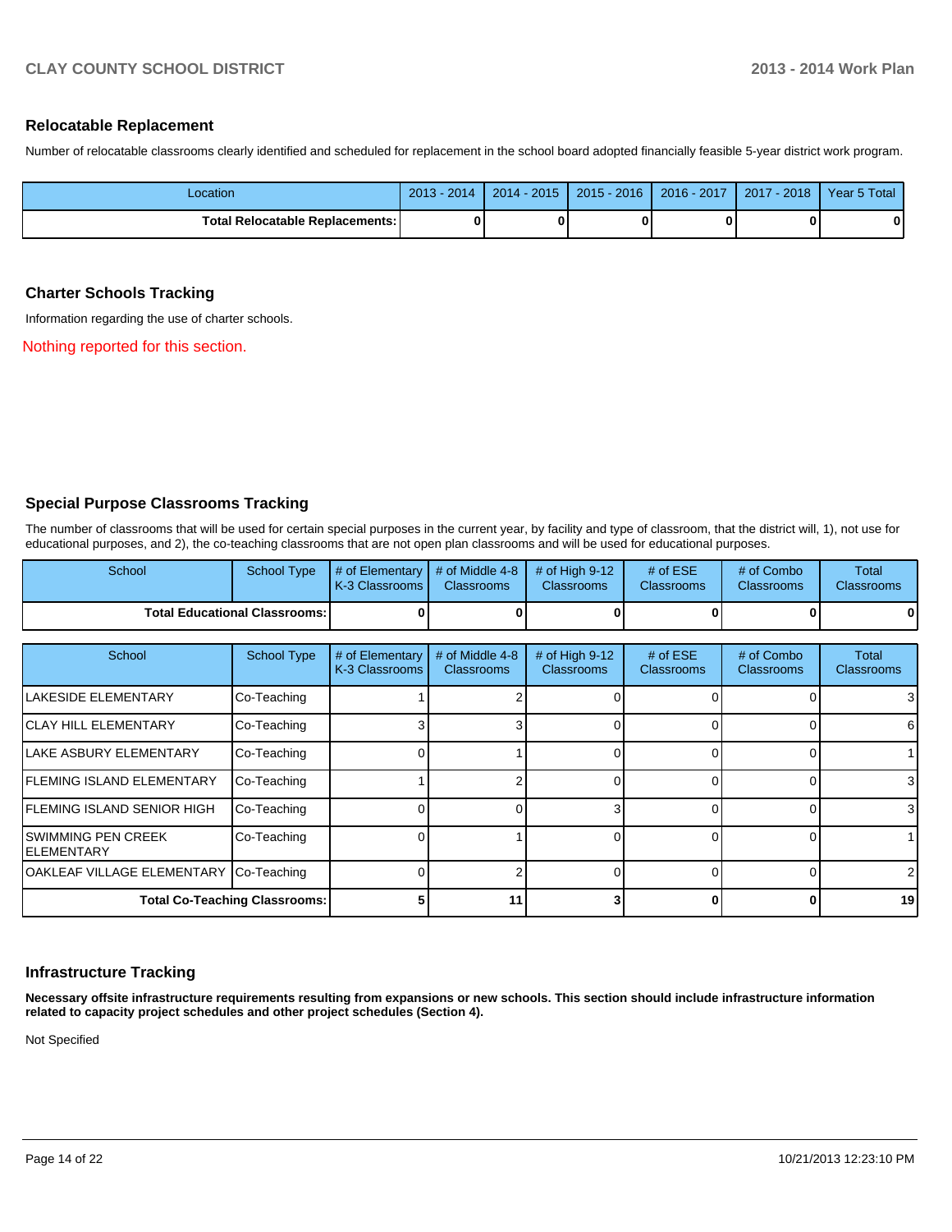## Relocatable Replacement

Number of relocatable classrooms clearly identified and scheduled for replacement in the school board adopted financially feasible 5-year district work program.

| Location | 2013 - 2014 | 2014 - 2015 | 2015 - 2016 | 2016 - 2017 | 2017 - 2018 | Year 5 Total |
|---|---|---|---|---|---|---|
| **Total Relocatable Replacements:** | **0** | **0** | **0** | **0** | **0** | **0** |

## Charter Schools Tracking

Information regarding the use of charter schools.

Nothing reported for this section.

## Special Purpose Classrooms Tracking

The number of classrooms that will be used for certain special purposes in the current year, by facility and type of classroom, that the district will, 1), not use for educational purposes, and 2), the co-teaching classrooms that are not open plan classrooms and will be used for educational purposes.

| School | School Type | # of Elementary K-3 Classrooms | # of Middle 4-8 Classrooms | # of High 9-12 Classrooms | # of ESE Classrooms | # of Combo Classrooms | Total Classrooms |
|---|---|---|---|---|---|---|---|
| **Total Educational Classrooms:** | | **0** | **0** | **0** | **0** | **0** | **0** |

| School | School Type | # of Elementary K-3 Classrooms | # of Middle 4-8 Classrooms | # of High 9-12 Classrooms | # of ESE Classrooms | # of Combo Classrooms | Total Classrooms |
|---|---|---|---|---|---|---|---|
| LAKESIDE ELEMENTARY | Co-Teaching | 1 | 2 | 0 | 0 | 0 | 3 |
| CLAY HILL ELEMENTARY | Co-Teaching | 3 | 3 | 0 | 0 | 0 | 6 |
| LAKE ASBURY ELEMENTARY | Co-Teaching | 0 | 1 | 0 | 0 | 0 | 1 |
| FLEMING ISLAND ELEMENTARY | Co-Teaching | 1 | 2 | 0 | 0 | 0 | 3 |
| FLEMING ISLAND SENIOR HIGH | Co-Teaching | 0 | 0 | 3 | 0 | 0 | 3 |
| SWIMMING PEN CREEK ELEMENTARY | Co-Teaching | 0 | 1 | 0 | 0 | 0 | 1 |
| OAKLEAF VILLAGE ELEMENTARY | Co-Teaching | 0 | 2 | 0 | 0 | 0 | 2 |
| **Total Co-Teaching Classrooms:** | | **5** | **11** | **3** | **0** | **0** | **19** |

## Infrastructure Tracking

**Necessary offsite infrastructure requirements resulting from expansions or new schools. This section should include infrastructure information related to capacity project schedules and other project schedules (Section 4).**

Not Specified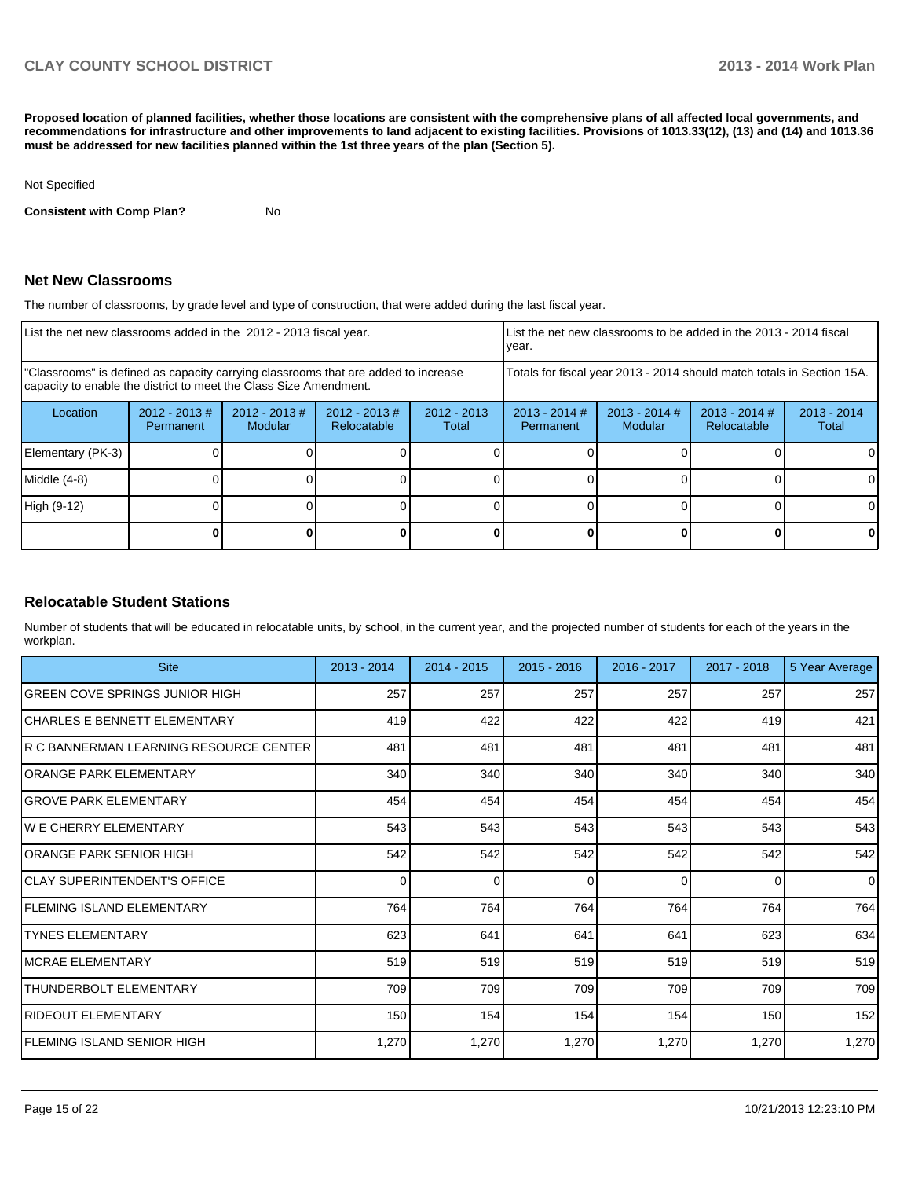**Proposed location of planned facilities, whether those locations are consistent with the comprehensive plans of all affected local governments, and recommendations for infrastructure and other improvements to land adjacent to existing facilities. Provisions of 1013.33(12), (13) and (14) and 1013.36 must be addressed for new facilities planned within the 1st three years of the plan (Section 5).**

Not Specified

**Consistent with Comp Plan?** No

## Net New Classrooms

The number of classrooms, by grade level and type of construction, that were added during the last fiscal year.

| List the net new classrooms added in the 2012 - 2013 fiscal year. | | | | | List the net new classrooms to be added in the 2013 - 2014 fiscal year. | | | |
|---|---|---|---|---|---|---|---|---|
| "Classrooms" is defined as capacity carrying classrooms that are added to increase capacity to enable the district to meet the Class Size Amendment. | | | | | Totals for fiscal year 2013 - 2014 should match totals in Section 15A. | | | |
| Location | 2012 - 2013 # Permanent | 2012 - 2013 # Modular | 2012 - 2013 # Relocatable | 2012 - 2013 Total | 2013 - 2014 # Permanent | 2013 - 2014 # Modular | 2013 - 2014 # Relocatable | 2013 - 2014 Total |
| Elementary (PK-3) | 0 | 0 | 0 | 0 | 0 | 0 | 0 | 0 |
| Middle (4-8) | 0 | 0 | 0 | 0 | 0 | 0 | 0 | 0 |
| High (9-12) | 0 | 0 | 0 | 0 | 0 | 0 | 0 | 0 |
| | **0** | **0** | **0** | **0** | **0** | **0** | **0** | **0** |

## Relocatable Student Stations

Number of students that will be educated in relocatable units, by school, in the current year, and the projected number of students for each of the years in the workplan.

| Site | 2013 - 2014 | 2014 - 2015 | 2015 - 2016 | 2016 - 2017 | 2017 - 2018 | 5 Year Average |
|---|---|---|---|---|---|---|
| GREEN COVE SPRINGS JUNIOR HIGH | 257 | 257 | 257 | 257 | 257 | 257 |
| CHARLES E BENNETT ELEMENTARY | 419 | 422 | 422 | 422 | 419 | 421 |
| R C BANNERMAN LEARNING RESOURCE CENTER | 481 | 481 | 481 | 481 | 481 | 481 |
| ORANGE PARK ELEMENTARY | 340 | 340 | 340 | 340 | 340 | 340 |
| GROVE PARK ELEMENTARY | 454 | 454 | 454 | 454 | 454 | 454 |
| W E CHERRY ELEMENTARY | 543 | 543 | 543 | 543 | 543 | 543 |
| ORANGE PARK SENIOR HIGH | 542 | 542 | 542 | 542 | 542 | 542 |
| CLAY SUPERINTENDENT'S OFFICE | 0 | 0 | 0 | 0 | 0 | 0 |
| FLEMING ISLAND ELEMENTARY | 764 | 764 | 764 | 764 | 764 | 764 |
| TYNES ELEMENTARY | 623 | 641 | 641 | 641 | 623 | 634 |
| MCRAE ELEMENTARY | 519 | 519 | 519 | 519 | 519 | 519 |
| THUNDERBOLT ELEMENTARY | 709 | 709 | 709 | 709 | 709 | 709 |
| RIDEOUT ELEMENTARY | 150 | 154 | 154 | 154 | 150 | 152 |
| FLEMING ISLAND SENIOR HIGH | 1,270 | 1,270 | 1,270 | 1,270 | 1,270 | 1,270 |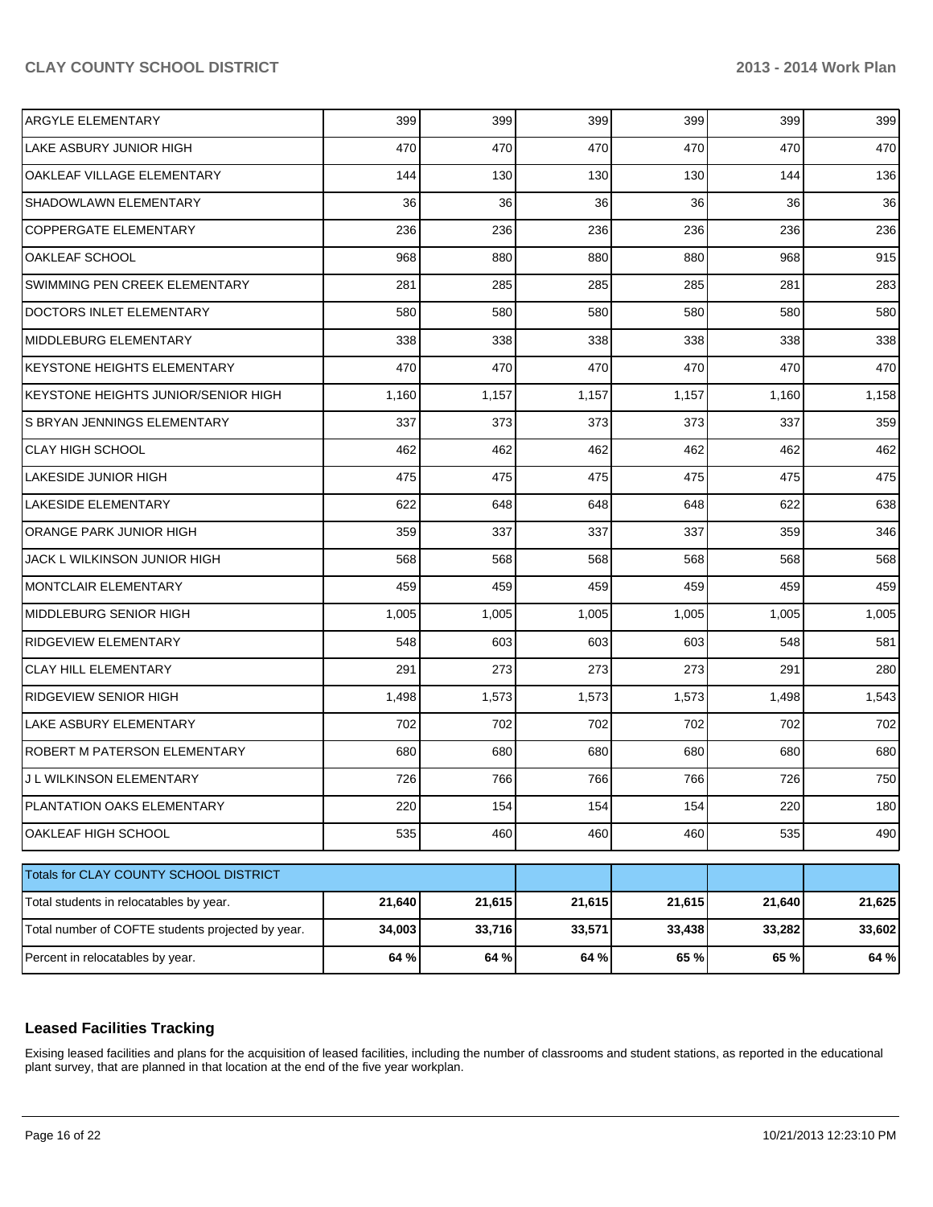| | | | | | | |
|---|---|---|---|---|---|---|
| ARGYLE ELEMENTARY | 399 | 399 | 399 | 399 | 399 | 399 |
| LAKE ASBURY JUNIOR HIGH | 470 | 470 | 470 | 470 | 470 | 470 |
| OAKLEAF VILLAGE ELEMENTARY | 144 | 130 | 130 | 130 | 144 | 136 |
| SHADOWLAWN ELEMENTARY | 36 | 36 | 36 | 36 | 36 | 36 |
| COPPERGATE ELEMENTARY | 236 | 236 | 236 | 236 | 236 | 236 |
| OAKLEAF SCHOOL | 968 | 880 | 880 | 880 | 968 | 915 |
| SWIMMING PEN CREEK ELEMENTARY | 281 | 285 | 285 | 285 | 281 | 283 |
| DOCTORS INLET ELEMENTARY | 580 | 580 | 580 | 580 | 580 | 580 |
| MIDDLEBURG ELEMENTARY | 338 | 338 | 338 | 338 | 338 | 338 |
| KEYSTONE HEIGHTS ELEMENTARY | 470 | 470 | 470 | 470 | 470 | 470 |
| KEYSTONE HEIGHTS JUNIOR/SENIOR HIGH | 1,160 | 1,157 | 1,157 | 1,157 | 1,160 | 1,158 |
| S BRYAN JENNINGS ELEMENTARY | 337 | 373 | 373 | 373 | 337 | 359 |
| CLAY HIGH SCHOOL | 462 | 462 | 462 | 462 | 462 | 462 |
| LAKESIDE JUNIOR HIGH | 475 | 475 | 475 | 475 | 475 | 475 |
| LAKESIDE ELEMENTARY | 622 | 648 | 648 | 648 | 622 | 638 |
| ORANGE PARK JUNIOR HIGH | 359 | 337 | 337 | 337 | 359 | 346 |
| JACK L WILKINSON JUNIOR HIGH | 568 | 568 | 568 | 568 | 568 | 568 |
| MONTCLAIR ELEMENTARY | 459 | 459 | 459 | 459 | 459 | 459 |
| MIDDLEBURG SENIOR HIGH | 1,005 | 1,005 | 1,005 | 1,005 | 1,005 | 1,005 |
| RIDGEVIEW ELEMENTARY | 548 | 603 | 603 | 603 | 548 | 581 |
| CLAY HILL ELEMENTARY | 291 | 273 | 273 | 273 | 291 | 280 |
| RIDGEVIEW SENIOR HIGH | 1,498 | 1,573 | 1,573 | 1,573 | 1,498 | 1,543 |
| LAKE ASBURY ELEMENTARY | 702 | 702 | 702 | 702 | 702 | 702 |
| ROBERT M PATERSON ELEMENTARY | 680 | 680 | 680 | 680 | 680 | 680 |
| J L WILKINSON ELEMENTARY | 726 | 766 | 766 | 766 | 726 | 750 |
| PLANTATION OAKS ELEMENTARY | 220 | 154 | 154 | 154 | 220 | 180 |
| OAKLEAF HIGH SCHOOL | 535 | 460 | 460 | 460 | 535 | 490 |

| Totals for CLAY COUNTY SCHOOL DISTRICT | | | | | | |
|---|---|---|---|---|---|---|
| Total students in relocatables by year. | **21,640** | **21,615** | **21,615** | **21,615** | **21,640** | **21,625** |
| Total number of COFTE students projected by year. | **34,003** | **33,716** | **33,571** | **33,438** | **33,282** | **33,602** |
| Percent in relocatables by year. | **64 %** | **64 %** | **64 %** | **65 %** | **65 %** | **64 %** |

## Leased Facilities Tracking

Exising leased facilities and plans for the acquisition of leased facilities, including the number of classrooms and student stations, as reported in the educational plant survey, that are planned in that location at the end of the five year workplan.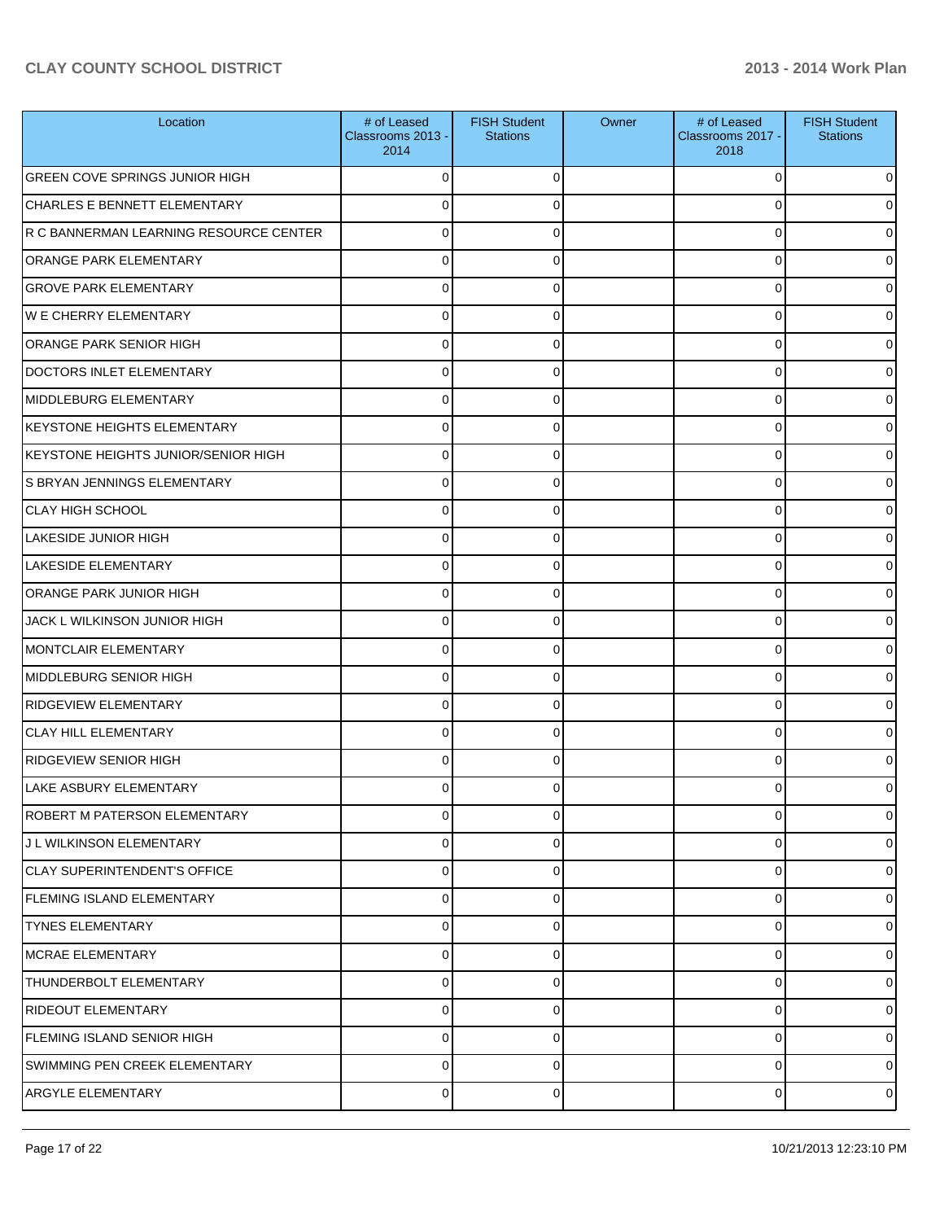| Location | # of Leased Classrooms 2013 - 2014 | FISH Student Stations | Owner | # of Leased Classrooms 2017 - 2018 | FISH Student Stations |
|---|---|---|---|---|---|
| GREEN COVE SPRINGS JUNIOR HIGH | 0 | 0 | | 0 | 0 |
| CHARLES E BENNETT ELEMENTARY | 0 | 0 | | 0 | 0 |
| R C BANNERMAN LEARNING RESOURCE CENTER | 0 | 0 | | 0 | 0 |
| ORANGE PARK ELEMENTARY | 0 | 0 | | 0 | 0 |
| GROVE PARK ELEMENTARY | 0 | 0 | | 0 | 0 |
| W E CHERRY ELEMENTARY | 0 | 0 | | 0 | 0 |
| ORANGE PARK SENIOR HIGH | 0 | 0 | | 0 | 0 |
| DOCTORS INLET ELEMENTARY | 0 | 0 | | 0 | 0 |
| MIDDLEBURG ELEMENTARY | 0 | 0 | | 0 | 0 |
| KEYSTONE HEIGHTS ELEMENTARY | 0 | 0 | | 0 | 0 |
| KEYSTONE HEIGHTS JUNIOR/SENIOR HIGH | 0 | 0 | | 0 | 0 |
| S BRYAN JENNINGS ELEMENTARY | 0 | 0 | | 0 | 0 |
| CLAY HIGH SCHOOL | 0 | 0 | | 0 | 0 |
| LAKESIDE JUNIOR HIGH | 0 | 0 | | 0 | 0 |
| LAKESIDE ELEMENTARY | 0 | 0 | | 0 | 0 |
| ORANGE PARK JUNIOR HIGH | 0 | 0 | | 0 | 0 |
| JACK L WILKINSON JUNIOR HIGH | 0 | 0 | | 0 | 0 |
| MONTCLAIR ELEMENTARY | 0 | 0 | | 0 | 0 |
| MIDDLEBURG SENIOR HIGH | 0 | 0 | | 0 | 0 |
| RIDGEVIEW ELEMENTARY | 0 | 0 | | 0 | 0 |
| CLAY HILL ELEMENTARY | 0 | 0 | | 0 | 0 |
| RIDGEVIEW SENIOR HIGH | 0 | 0 | | 0 | 0 |
| LAKE ASBURY ELEMENTARY | 0 | 0 | | 0 | 0 |
| ROBERT M PATERSON ELEMENTARY | 0 | 0 | | 0 | 0 |
| J L WILKINSON ELEMENTARY | 0 | 0 | | 0 | 0 |
| CLAY SUPERINTENDENT'S OFFICE | 0 | 0 | | 0 | 0 |
| FLEMING ISLAND ELEMENTARY | 0 | 0 | | 0 | 0 |
| TYNES ELEMENTARY | 0 | 0 | | 0 | 0 |
| MCRAE ELEMENTARY | 0 | 0 | | 0 | 0 |
| THUNDERBOLT ELEMENTARY | 0 | 0 | | 0 | 0 |
| RIDEOUT ELEMENTARY | 0 | 0 | | 0 | 0 |
| FLEMING ISLAND SENIOR HIGH | 0 | 0 | | 0 | 0 |
| SWIMMING PEN CREEK ELEMENTARY | 0 | 0 | | 0 | 0 |
| ARGYLE ELEMENTARY | 0 | 0 | | 0 | 0 |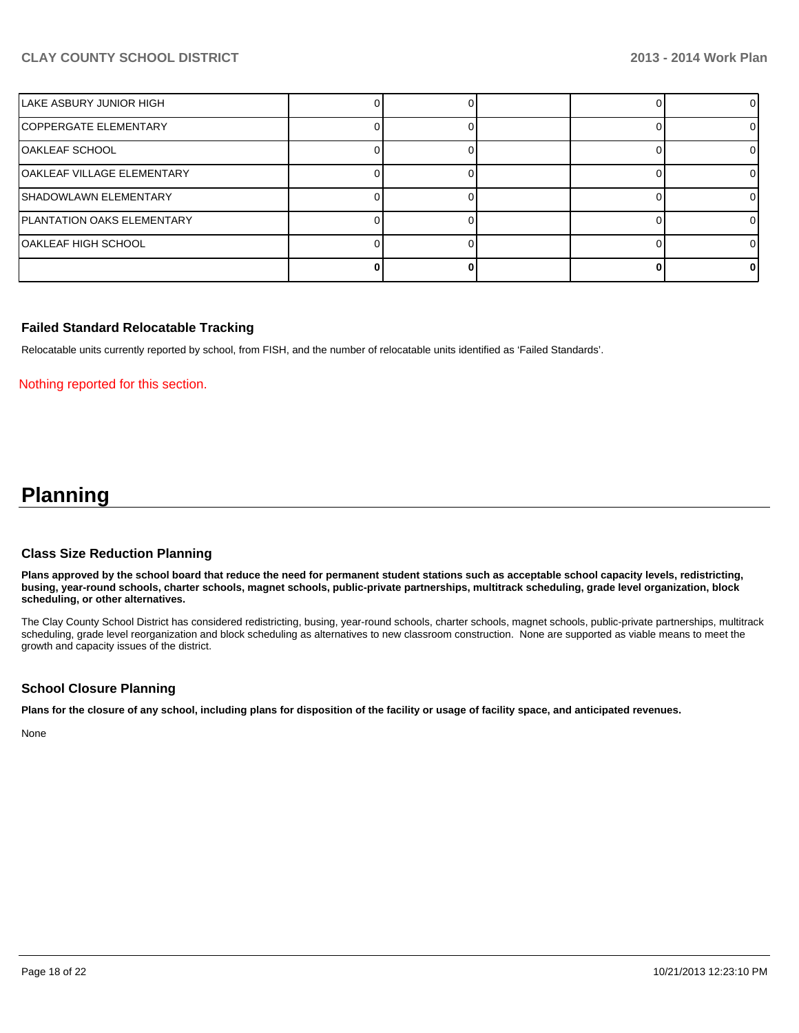| | | | | | |
|---|---|---|---|---|---|
| LAKE ASBURY JUNIOR HIGH | 0 | 0 | | 0 | 0 |
| COPPERGATE ELEMENTARY | 0 | 0 | | 0 | 0 |
| OAKLEAF SCHOOL | 0 | 0 | | 0 | 0 |
| OAKLEAF VILLAGE ELEMENTARY | 0 | 0 | | 0 | 0 |
| SHADOWLAWN ELEMENTARY | 0 | 0 | | 0 | 0 |
| PLANTATION OAKS ELEMENTARY | 0 | 0 | | 0 | 0 |
| OAKLEAF HIGH SCHOOL | 0 | 0 | | 0 | 0 |
| | **0** | **0** | | **0** | **0** |

### Failed Standard Relocatable Tracking

Relocatable units currently reported by school, from FISH, and the number of relocatable units identified as 'Failed Standards'.

Nothing reported for this section.

# Planning

### Class Size Reduction Planning

**Plans approved by the school board that reduce the need for permanent student stations such as acceptable school capacity levels, redistricting, busing, year-round schools, charter schools, magnet schools, public-private partnerships, multitrack scheduling, grade level organization, block scheduling, or other alternatives.**

The Clay County School District has considered redistricting, busing, year-round schools, charter schools, magnet schools, public-private partnerships, multitrack scheduling, grade level reorganization and block scheduling as alternatives to new classroom construction. None are supported as viable means to meet the growth and capacity issues of the district.

### School Closure Planning

**Plans for the closure of any school, including plans for disposition of the facility or usage of facility space, and anticipated revenues.**

None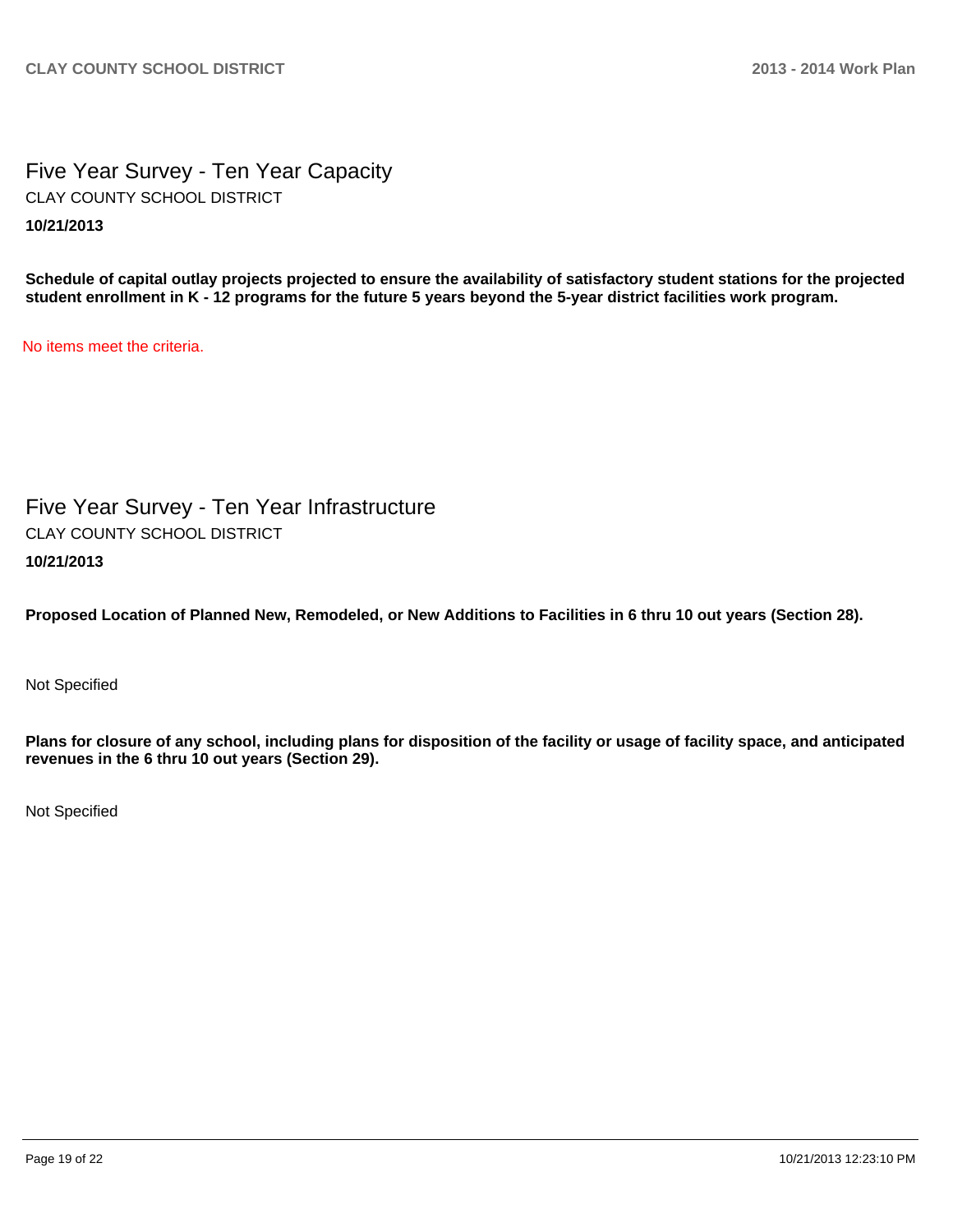## Five Year Survey - Ten Year Capacity

CLAY COUNTY SCHOOL DISTRICT

**10/21/2013**

**Schedule of capital outlay projects projected to ensure the availability of satisfactory student stations for the projected student enrollment in K - 12 programs for the future 5 years beyond the 5-year district facilities work program.**

No items meet the criteria.

## Five Year Survey - Ten Year Infrastructure

CLAY COUNTY SCHOOL DISTRICT

**10/21/2013**

**Proposed Location of Planned New, Remodeled, or New Additions to Facilities in 6 thru 10 out years (Section 28).**

Not Specified

**Plans for closure of any school, including plans for disposition of the facility or usage of facility space, and anticipated revenues in the 6 thru 10 out years (Section 29).**

Not Specified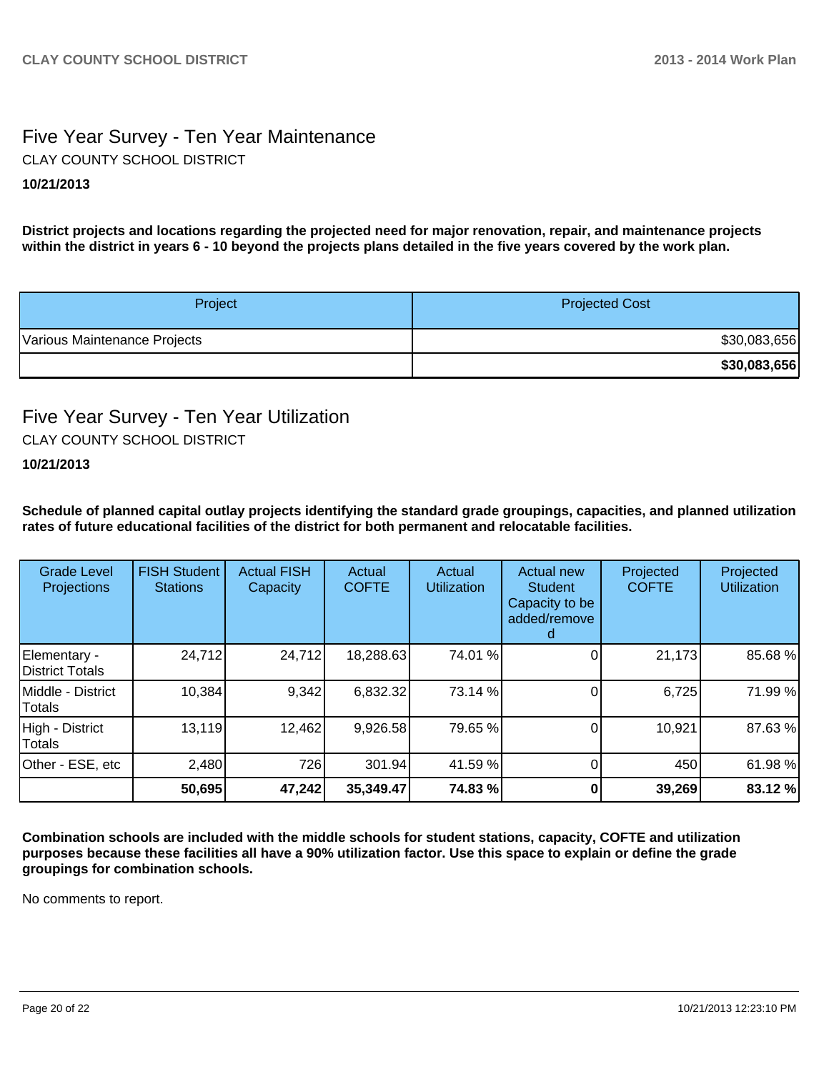## Five Year Survey - Ten Year Maintenance

CLAY COUNTY SCHOOL DISTRICT

**10/21/2013**

**District projects and locations regarding the projected need for major renovation, repair, and maintenance projects within the district in years 6 - 10 beyond the projects plans detailed in the five years covered by the work plan.**

| Project | Projected Cost |
|---|---|
| Various Maintenance Projects | $30,083,656 |
| | **$30,083,656** |

## Five Year Survey - Ten Year Utilization

CLAY COUNTY SCHOOL DISTRICT

**10/21/2013**

**Schedule of planned capital outlay projects identifying the standard grade groupings, capacities, and planned utilization rates of future educational facilities of the district for both permanent and relocatable facilities.**

| Grade Level Projections | FISH Student Stations | Actual FISH Capacity | Actual COFTE | Actual Utilization | Actual new Student Capacity to be added/removed | Projected COFTE | Projected Utilization |
|---|---|---|---|---|---|---|---|
| Elementary - District Totals | 24,712 | 24,712 | 18,288.63 | 74.01 % | 0 | 21,173 | 85.68 % |
| Middle - District Totals | 10,384 | 9,342 | 6,832.32 | 73.14 % | 0 | 6,725 | 71.99 % |
| High - District Totals | 13,119 | 12,462 | 9,926.58 | 79.65 % | 0 | 10,921 | 87.63 % |
| Other - ESE, etc | 2,480 | 726 | 301.94 | 41.59 % | 0 | 450 | 61.98 % |
| | **50,695** | **47,242** | **35,349.47** | **74.83 %** | **0** | **39,269** | **83.12 %** |

**Combination schools are included with the middle schools for student stations, capacity, COFTE and utilization purposes because these facilities all have a 90% utilization factor. Use this space to explain or define the grade groupings for combination schools.**

No comments to report.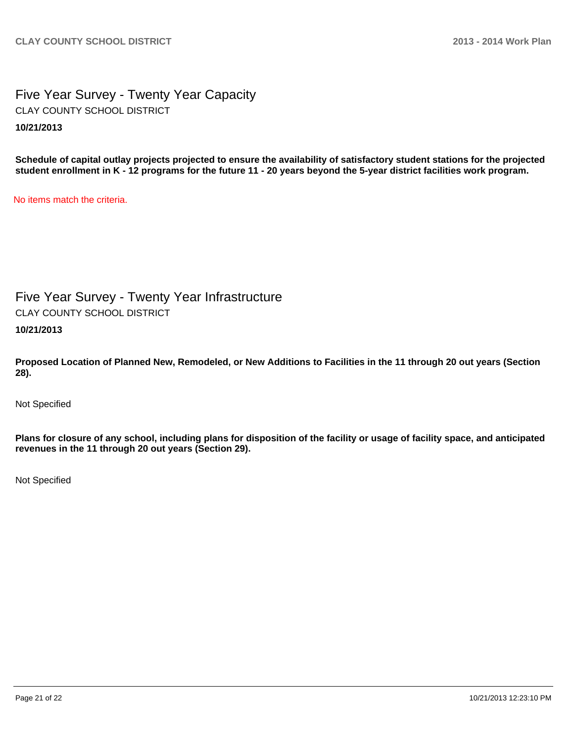# Five Year Survey - Twenty Year Capacity

CLAY COUNTY SCHOOL DISTRICT

**10/21/2013**

**Schedule of capital outlay projects projected to ensure the availability of satisfactory student stations for the projected student enrollment in K - 12 programs for the future 11 - 20 years beyond the 5-year district facilities work program.**

No items match the criteria.

# Five Year Survey - Twenty Year Infrastructure

CLAY COUNTY SCHOOL DISTRICT

**10/21/2013**

**Proposed Location of Planned New, Remodeled, or New Additions to Facilities in the 11 through 20 out years (Section 28).**

Not Specified

**Plans for closure of any school, including plans for disposition of the facility or usage of facility space, and anticipated revenues in the 11 through 20 out years (Section 29).**

Not Specified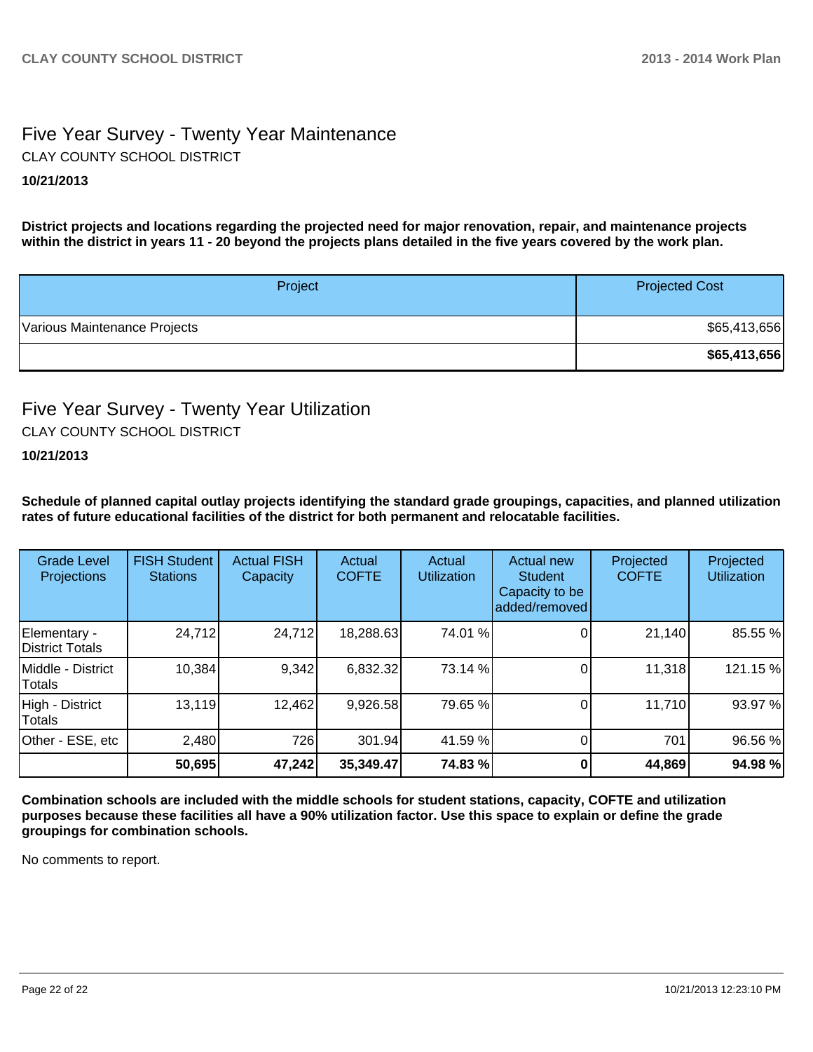## Five Year Survey - Twenty Year Maintenance

CLAY COUNTY SCHOOL DISTRICT

**10/21/2013**

**District projects and locations regarding the projected need for major renovation, repair, and maintenance projects within the district in years 11 - 20 beyond the projects plans detailed in the five years covered by the work plan.**

| Project | Projected Cost |
|---|---|
| Various Maintenance Projects | $65,413,656 |
| | **$65,413,656** |

## Five Year Survey - Twenty Year Utilization

CLAY COUNTY SCHOOL DISTRICT

**10/21/2013**

**Schedule of planned capital outlay projects identifying the standard grade groupings, capacities, and planned utilization rates of future educational facilities of the district for both permanent and relocatable facilities.**

| Grade Level Projections | FISH Student Stations | Actual FISH Capacity | Actual COFTE | Actual Utilization | Actual new Student Capacity to be added/removed | Projected COFTE | Projected Utilization |
|---|---|---|---|---|---|---|---|
| Elementary - District Totals | 24,712 | 24,712 | 18,288.63 | 74.01 % | 0 | 21,140 | 85.55 % |
| Middle - District Totals | 10,384 | 9,342 | 6,832.32 | 73.14 % | 0 | 11,318 | 121.15 % |
| High - District Totals | 13,119 | 12,462 | 9,926.58 | 79.65 % | 0 | 11,710 | 93.97 % |
| Other - ESE, etc | 2,480 | 726 | 301.94 | 41.59 % | 0 | 701 | 96.56 % |
| | **50,695** | **47,242** | **35,349.47** | **74.83 %** | **0** | **44,869** | **94.98 %** |

**Combination schools are included with the middle schools for student stations, capacity, COFTE and utilization purposes because these facilities all have a 90% utilization factor. Use this space to explain or define the grade groupings for combination schools.**

No comments to report.